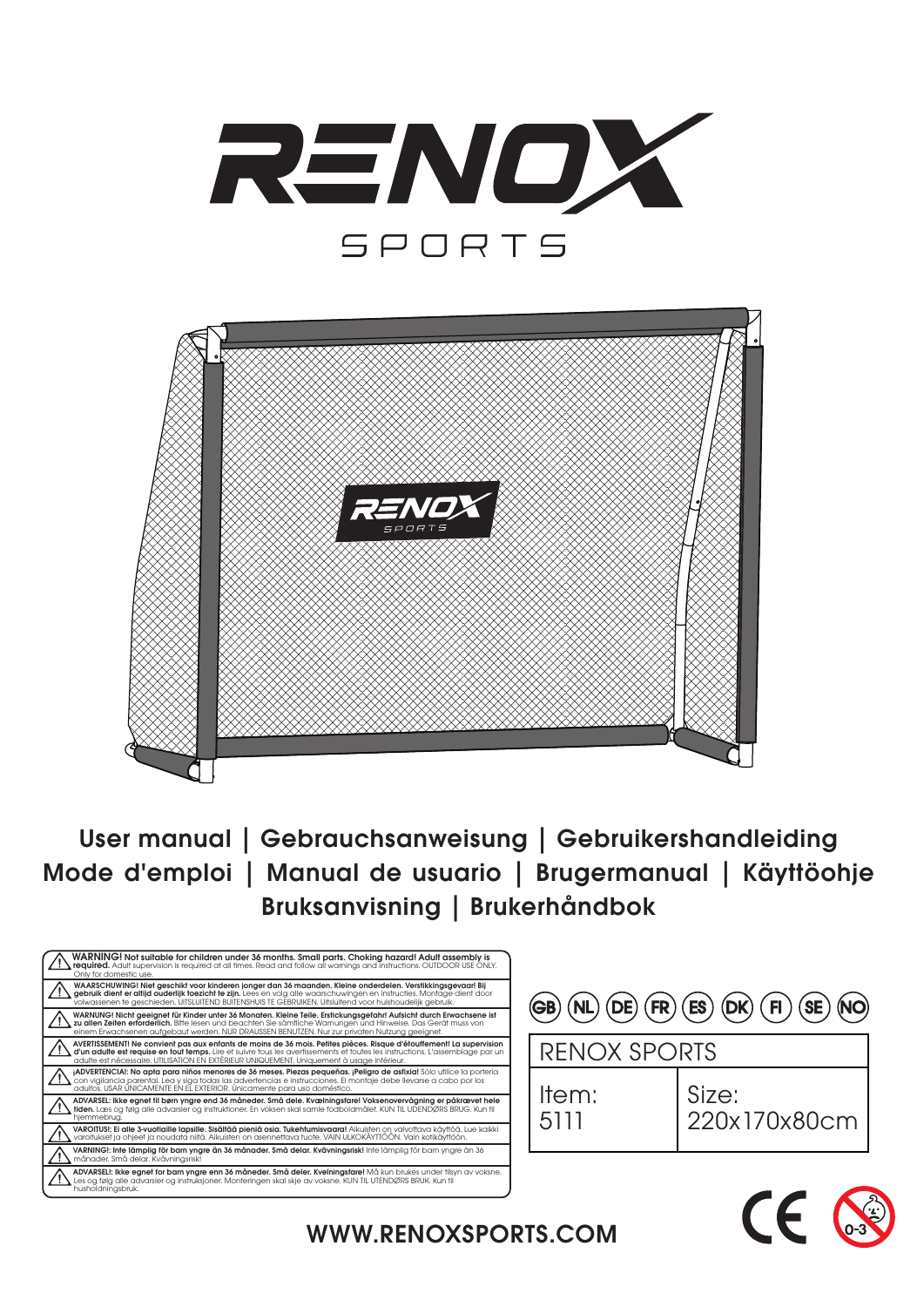# RENOX

SPORTS

**User manual | Gebrauchsanweisung | Gebruikershandleiding**
**Mode d'emploi | Manual de usuario | Brugermanual | Käyttöohje**
**Bruksanvisning | Brukerhåndbok**

⚠ **WARNING! Not suitable for children under 36 months. Small parts. Choking hazard! Adult assembly is required.** Adult supervision is required at all times. Read and follow all warnings and instructions. OUTDOOR USE ONLY. Only for domestic use.

⚠ **WAARSCHUWING! Niet geschikt voor kinderen jonger dan 36 maanden. Kleine onderdelen. Verstikkingsgevaar! Bij gebruik dient er altijd ouderlijk toezicht te zijn.** Lees en volg alle waarschuwingen en instructies. Montage dient door volwassenen te geschieden. UITSLUITEND BUITENSHUIS TE GEBRUIKEN. Uitsluitend voor huishoudelijk gebruik.

⚠ **WARNUNG! Nicht geeignet für Kinder unter 36 Monaten. Kleine Teile. Erstickungsgefahr! Aufsicht durch Erwachsene ist zu allen Zeiten erforderlich.** Bitte lesen und beachten Sie sämtliche Warnungen und Hinweise. Das Gerät muss von einem Erwachsenen aufgebaut werden. NUR DRAUSSEN BENUTZEN. Nur zur privaten Nutzung geeignet.

⚠ **AVERTISSEMENT! Ne convient pas aux enfants de moins de 36 mois. Petites pièces. Risque d'étouffement! La supervision d'un adulte est requise en tout temps.** Lire et suivre tous les avertissements et toutes les instructions. L'assemblage par un adulte est nécessaire. UTILISATION EN EXTÉRIEUR UNIQUEMENT. Uniquement à usage intérieur.

⚠ **¡ADVERTENCIA!: No apta para niños menores de 36 meses. Piezas pequeñas. ¡Peligro de asfixia!** Sólo utilice la portería con vigilancia parental. Lea y siga todas las advertencias e instrucciones. El montaje debe llevarse a cabo por los adultos. USAR ÚNICAMENTE EN EL EXTERIOR. Únicamente para uso doméstico.

⚠ **ADVARSEL: Ikke egnet til børn yngre end 36 måneder. Små dele. Kvælningsfare! Voksenovervågning er påkrævet hele tiden.** Læs og følg alle advarsler og instruktioner. En voksen skal samle fodboldmålet. KUN TIL UDENDØRS BRUG. Kun til hjemmebrug.

⚠ **VAROITUS!: Ei alle 3-vuotiaille lapsille. Sisältää pieniä osia. Tukehtumisvaara!** Aikuisten on valvottava käyttöä. Lue kaikki varoitukset ja ohjeet ja noudata niitä. Aikuisten on asennettava tuote. VAIN ULKOKÄYTTÖÖN. Vain kotikäyttöön.

⚠ **VARNING!: Inte lämplig för barn yngre än 36 månader. Små delar. Kvävningsrisk!** Inte lämplig för barn yngre än 36 månader. Små delar. Kvävningsrisk!

⚠ **ADVARSEL!: Ikke egnet for barn yngre enn 36 måneder. Små deler. Kvelningsfare!** Må kun brukes under tilsyn av voksne. Les og følg alle advarsler og instruksjoner. Monteringen skal skje av voksne. KUN TIL UTENDØRS BRUK. Kun til husholdningsbruk.

GB NL DE FR ES DK FI SE NO

| RENOX SPORTS | |
|---|---|
| Item: 5111 | Size: 220x170x80cm |

**WWW.RENOXSPORTS.COM**

CE 0-3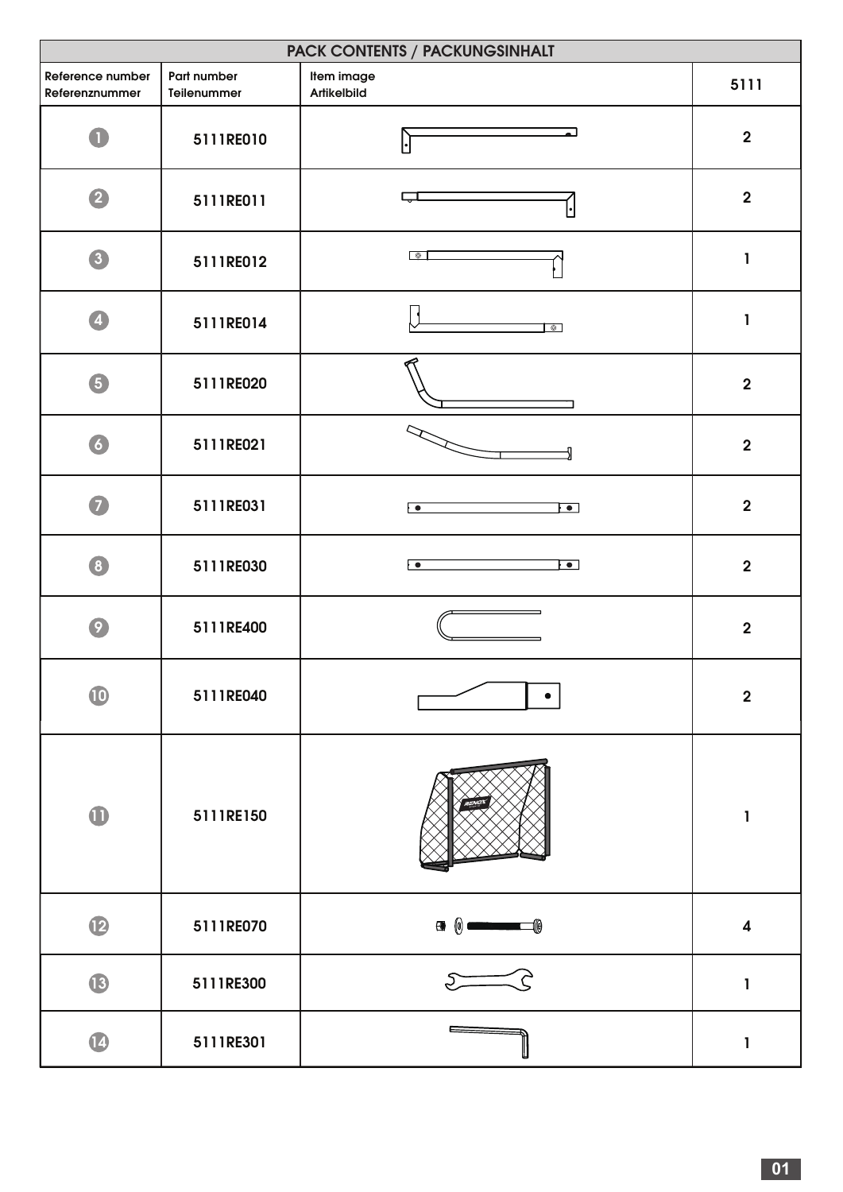| PACK CONTENTS / PACKUNGSINHALT | | | |
|---|---|---|---|
| Reference number Referenznummer | Part number Teilenummer | Item image Artikelbild | 5111 |
| 1 | 5111RE010 | | 2 |
| 2 | 5111RE011 | | 2 |
| 3 | 5111RE012 | | 1 |
| 4 | 5111RE014 | | 1 |
| 5 | 5111RE020 | | 2 |
| 6 | 5111RE021 | | 2 |
| 7 | 5111RE031 | | 2 |
| 8 | 5111RE030 | | 2 |
| 9 | 5111RE400 | | 2 |
| 10 | 5111RE040 | | 2 |
| 11 | 5111RE150 | | 1 |
| 12 | 5111RE070 | | 4 |
| 13 | 5111RE300 | | 1 |
| 14 | 5111RE301 | | 1 |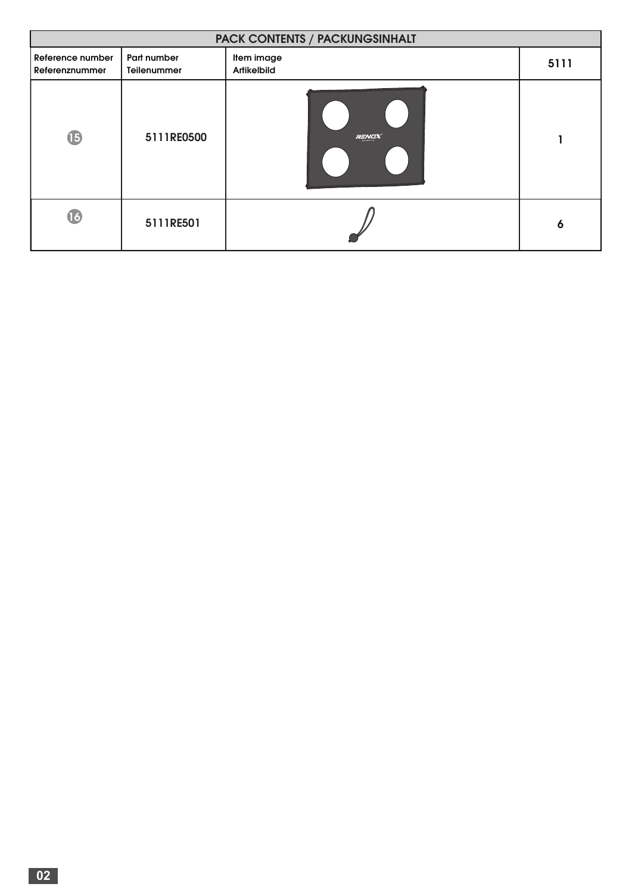| PACK CONTENTS / PACKUNGSINHALT | | | |
|---|---|---|---|
| Reference number Referenznummer | Part number Teilenummer | Item image Artikelbild | 5111 |
| 15 | 5111RE0500 | | 1 |
| 16 | 5111RE501 | | 6 |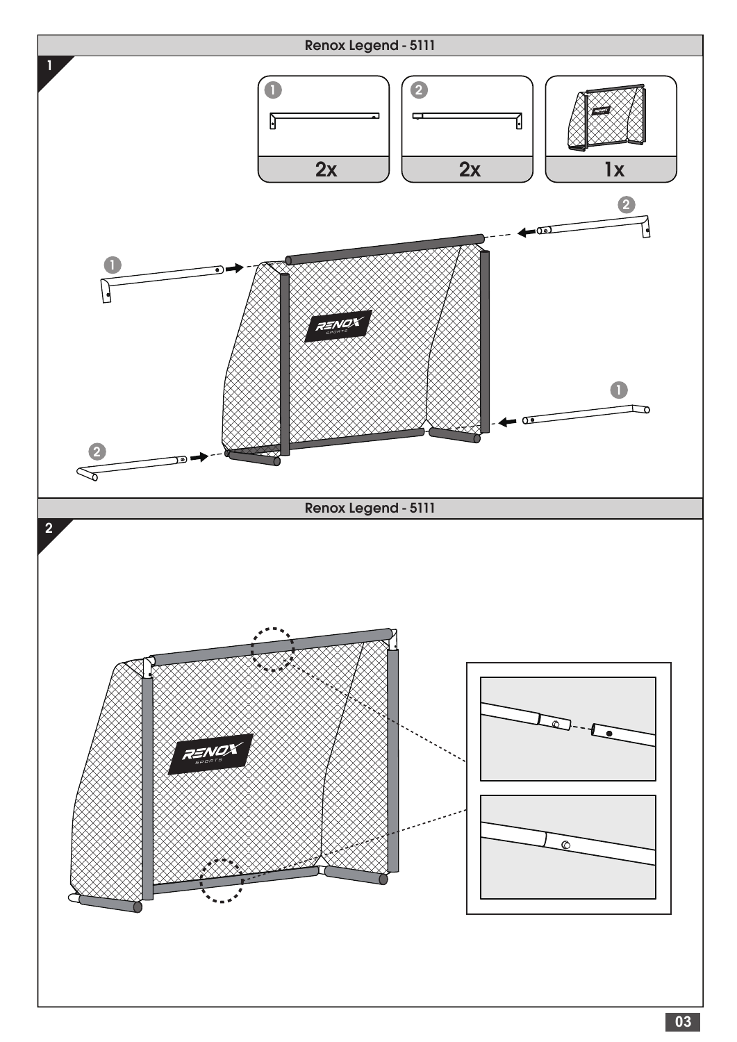## Renox Legend - 5111

1

| 1 | 2 | |
| --- | --- | --- |
| 2x | 2x | 1x |

## Renox Legend - 5111

2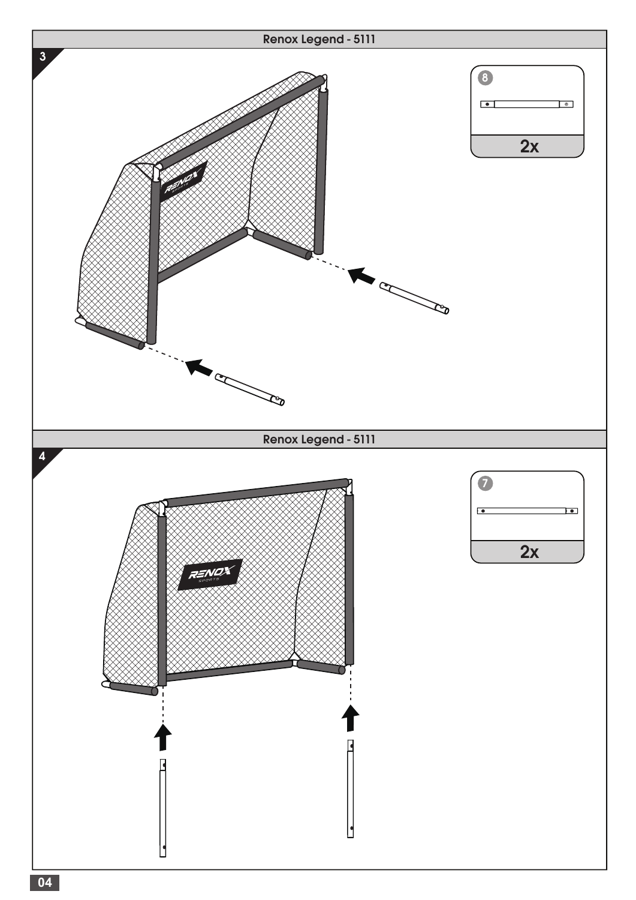## Renox Legend - 5111

3

8

2x

## Renox Legend - 5111

4

7

2x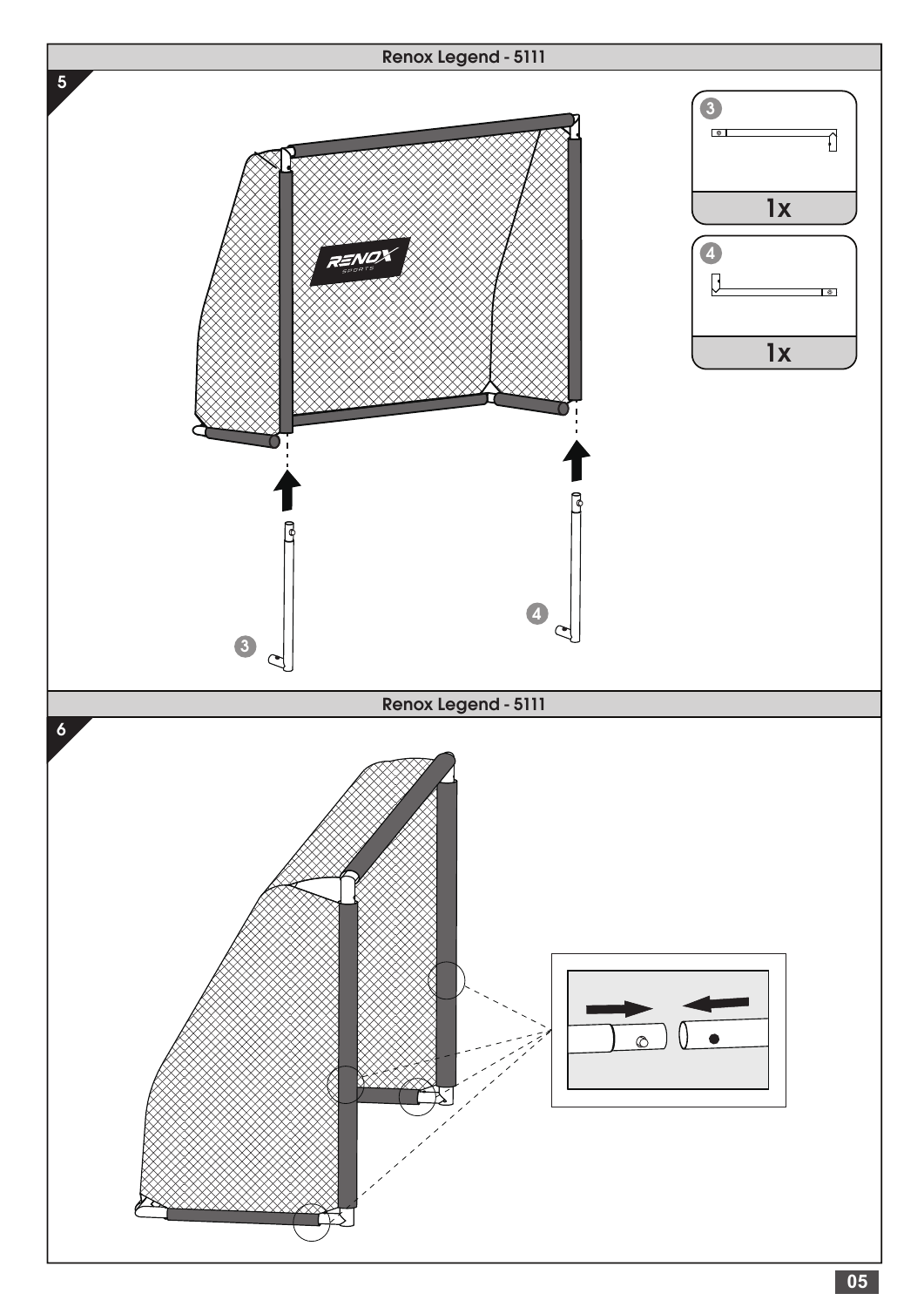## Renox Legend - 5111

5

3

1x

4

1x

3

4

## Renox Legend - 5111

6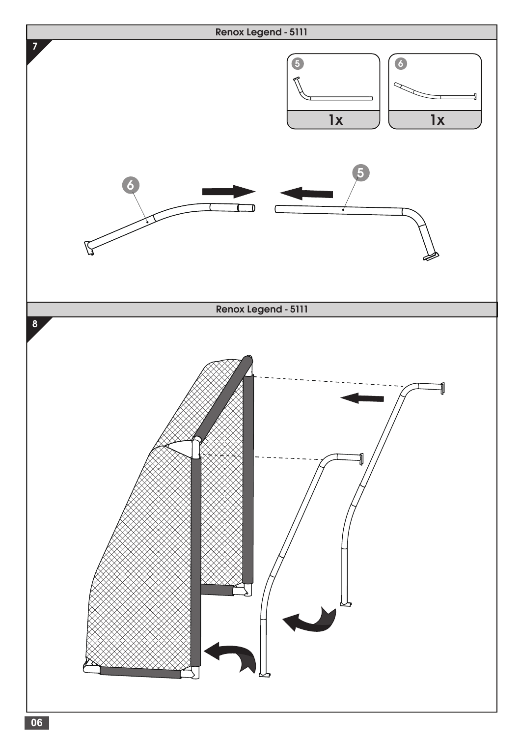## Renox Legend - 5111

7

5

1x

6

1x

6

5

## Renox Legend - 5111

8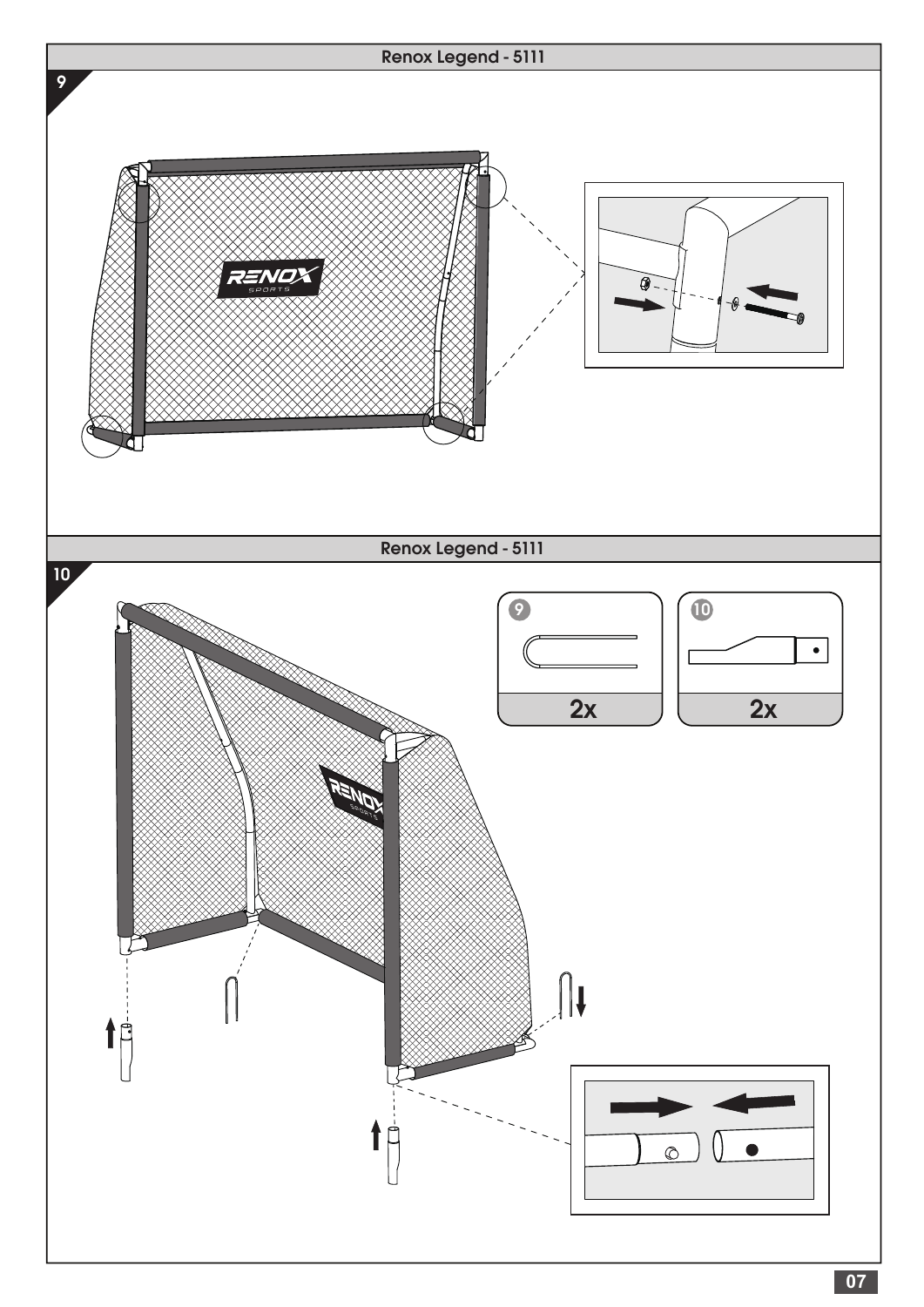## Renox Legend - 5111

9

RENOX SPORTS

## Renox Legend - 5111

10

9 2x

10 2x

RENOX SPORTS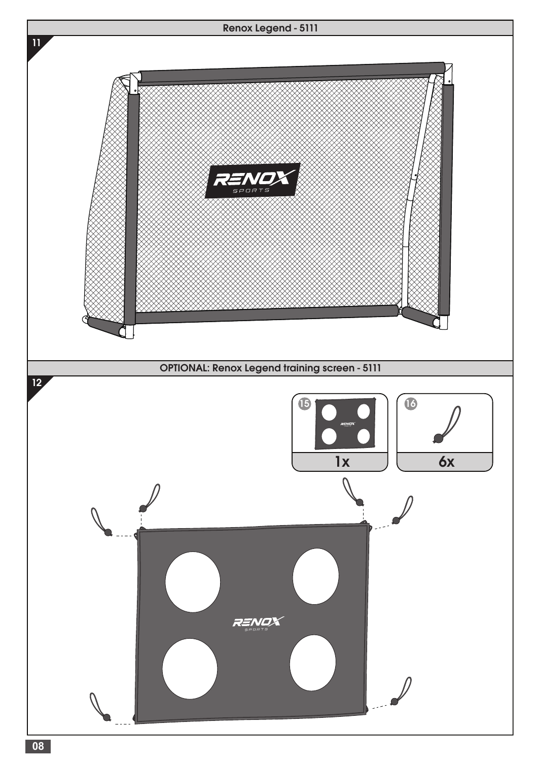## Renox Legend - 5111

11

## OPTIONAL: Renox Legend training screen - 5111

12

15 1x

16 6x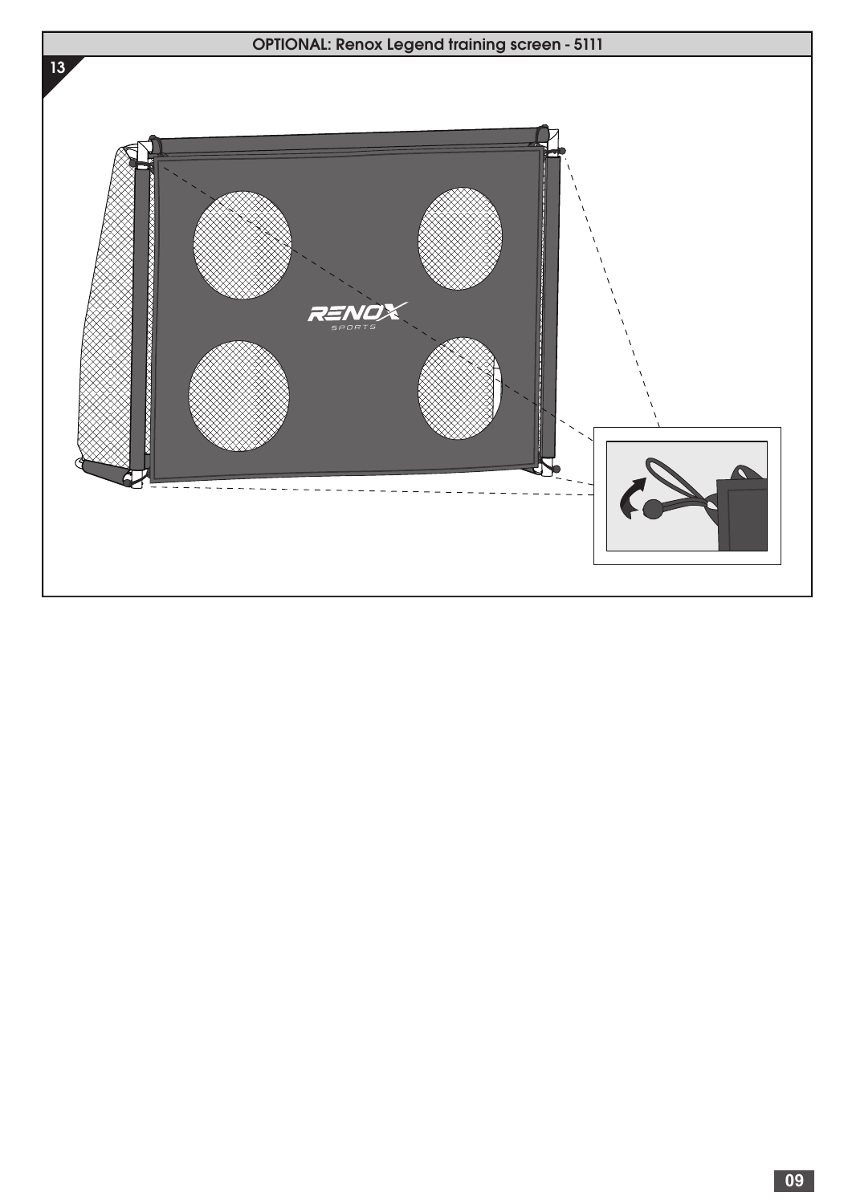## OPTIONAL: Renox Legend training screen - 5111

13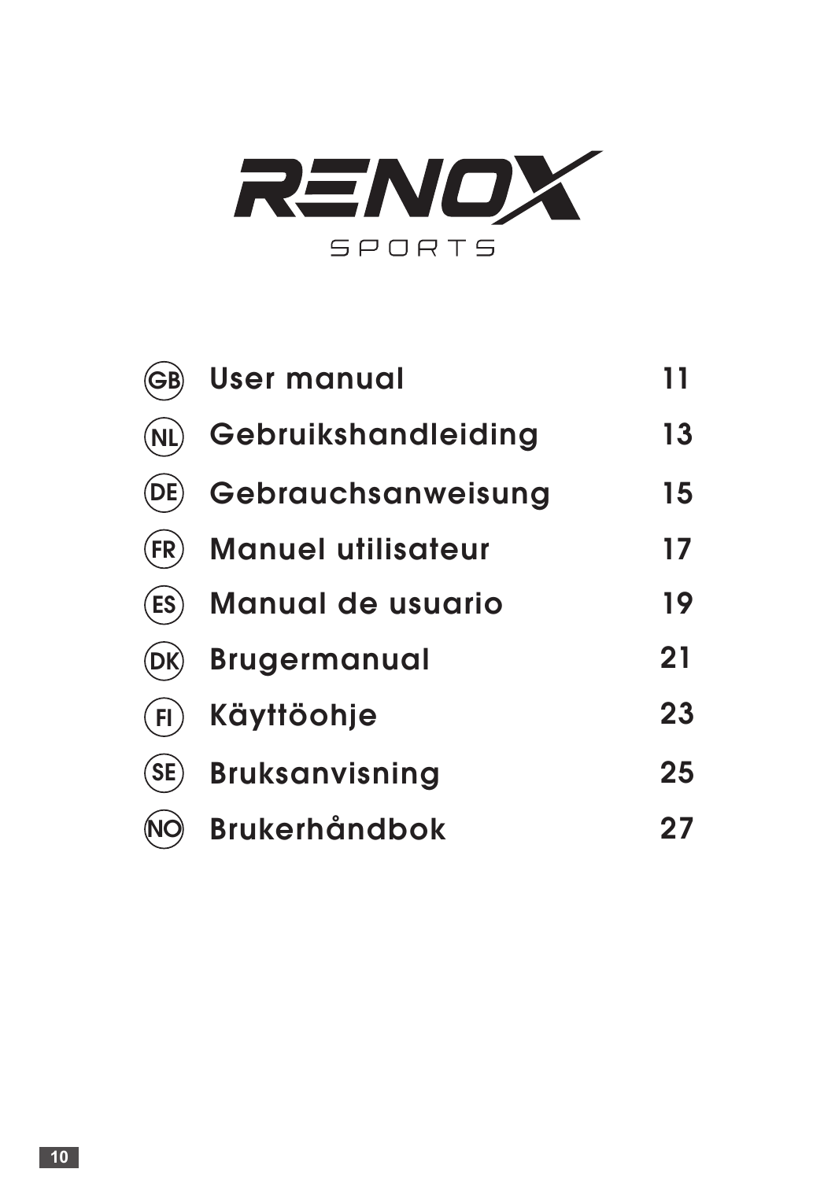# RENOX SPORTS

| | | |
|---|---|---|
| GB | User manual | 11 |
| NL | Gebruikshandleiding | 13 |
| DE | Gebrauchsanweisung | 15 |
| FR | Manuel utilisateur | 17 |
| ES | Manual de usuario | 19 |
| DK | Brugermanual | 21 |
| FI | Käyttöohje | 23 |
| SE | Bruksanvisning | 25 |
| NO | Brukerhåndbok | 27 |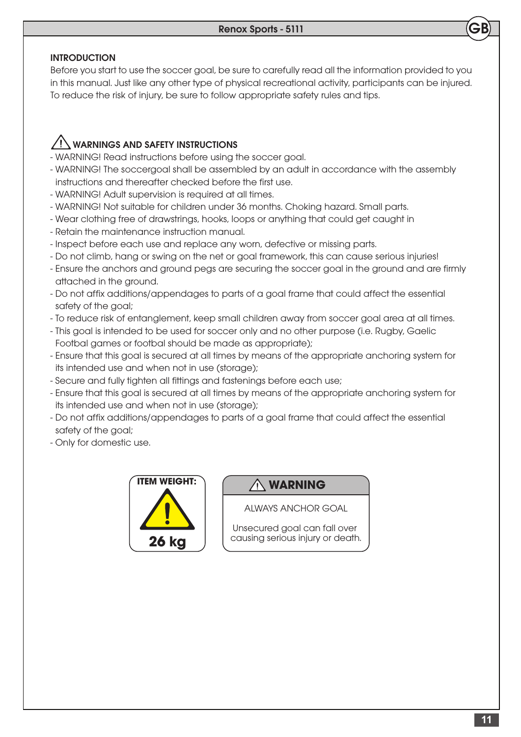## INTRODUCTION

Before you start to use the soccer goal, be sure to carefully read all the information provided to you in this manual. Just like any other type of physical recreational activity, participants can be injured. To reduce the risk of injury, be sure to follow appropriate safety rules and tips.

## ⚠ WARNINGS AND SAFETY INSTRUCTIONS

- WARNING! Read instructions before using the soccer goal.
- WARNING! The soccergoal shall be assembled by an adult in accordance with the assembly instructions and thereafter checked before the first use.
- WARNING! Adult supervision is required at all times.
- WARNING! Not suitable for children under 36 months. Choking hazard. Small parts.
- Wear clothing free of drawstrings, hooks, loops or anything that could get caught in
- Retain the maintenance instruction manual.
- Inspect before each use and replace any worn, defective or missing parts.
- Do not climb, hang or swing on the net or goal framework, this can cause serious injuries!
- Ensure the anchors and ground pegs are securing the soccer goal in the ground and are firmly attached in the ground.
- Do not affix additions/appendages to parts of a goal frame that could affect the essential safety of the goal;
- To reduce risk of entanglement, keep small children away from soccer goal area at all times.
- This goal is intended to be used for soccer only and no other purpose (i.e. Rugby, Gaelic Footbal games or footbal should be made as appropriate);
- Ensure that this goal is secured at all times by means of the appropriate anchoring system for its intended use and when not in use (storage);
- Secure and fully tighten all fittings and fastenings before each use;
- Ensure that this goal is secured at all times by means of the appropriate anchoring system for its intended use and when not in use (storage);
- Do not affix additions/appendages to parts of a goal frame that could affect the essential safety of the goal;
- Only for domestic use.

**ITEM WEIGHT:**

**26 kg**

**⚠ WARNING**

ALWAYS ANCHOR GOAL

Unsecured goal can fall over causing serious injury or death.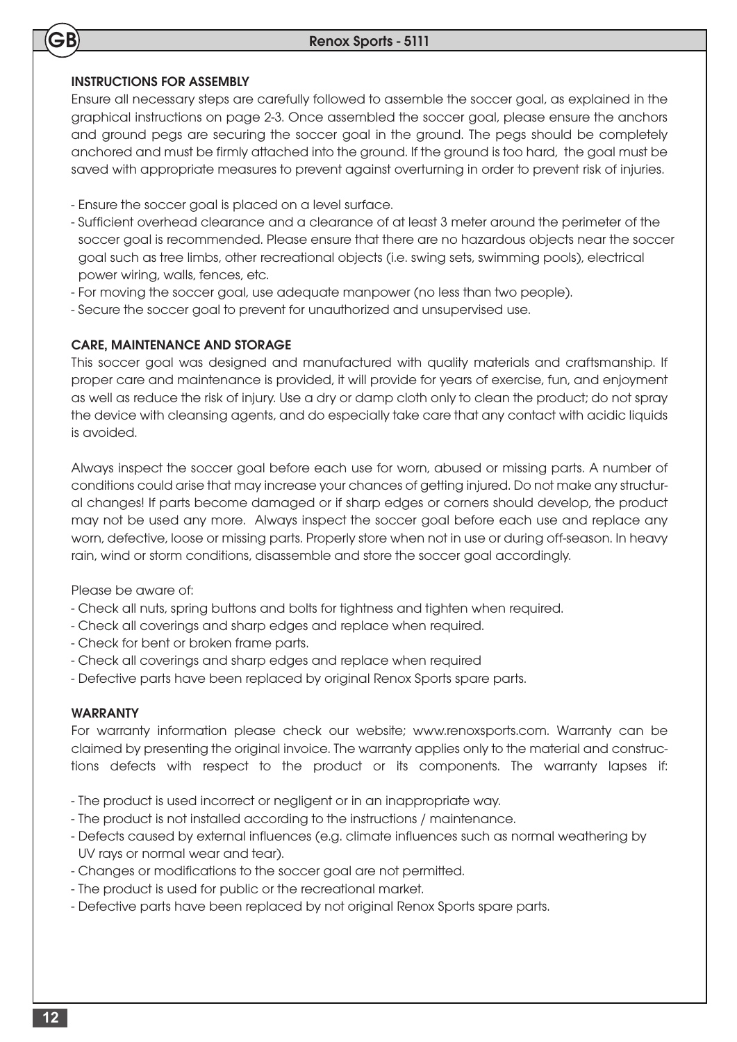## INSTRUCTIONS FOR ASSEMBLY

Ensure all necessary steps are carefully followed to assemble the soccer goal, as explained in the graphical instructions on page 2-3. Once assembled the soccer goal, please ensure the anchors and ground pegs are securing the soccer goal in the ground. The pegs should be completely anchored and must be firmly attached into the ground. If the ground is too hard, the goal must be saved with appropriate measures to prevent against overturning in order to prevent risk of injuries.

- Ensure the soccer goal is placed on a level surface.
- Sufficient overhead clearance and a clearance of at least 3 meter around the perimeter of the soccer goal is recommended. Please ensure that there are no hazardous objects near the soccer goal such as tree limbs, other recreational objects (i.e. swing sets, swimming pools), electrical power wiring, walls, fences, etc.
- For moving the soccer goal, use adequate manpower (no less than two people).
- Secure the soccer goal to prevent for unauthorized and unsupervised use.

## CARE, MAINTENANCE AND STORAGE

This soccer goal was designed and manufactured with quality materials and craftsmanship. If proper care and maintenance is provided, it will provide for years of exercise, fun, and enjoyment as well as reduce the risk of injury. Use a dry or damp cloth only to clean the product; do not spray the device with cleansing agents, and do especially take care that any contact with acidic liquids is avoided.

Always inspect the soccer goal before each use for worn, abused or missing parts. A number of conditions could arise that may increase your chances of getting injured. Do not make any structural changes! If parts become damaged or if sharp edges or corners should develop, the product may not be used any more. Always inspect the soccer goal before each use and replace any worn, defective, loose or missing parts. Properly store when not in use or during off-season. In heavy rain, wind or storm conditions, disassemble and store the soccer goal accordingly.

Please be aware of:

- Check all nuts, spring buttons and bolts for tightness and tighten when required.
- Check all coverings and sharp edges and replace when required.
- Check for bent or broken frame parts.
- Check all coverings and sharp edges and replace when required
- Defective parts have been replaced by original Renox Sports spare parts.

## WARRANTY

For warranty information please check our website; www.renoxsports.com. Warranty can be claimed by presenting the original invoice. The warranty applies only to the material and constructions defects with respect to the product or its components. The warranty lapses if:

- The product is used incorrect or negligent or in an inappropriate way.
- The product is not installed according to the instructions / maintenance.
- Defects caused by external influences (e.g. climate influences such as normal weathering by UV rays or normal wear and tear).
- Changes or modifications to the soccer goal are not permitted.
- The product is used for public or the recreational market.
- Defective parts have been replaced by not original Renox Sports spare parts.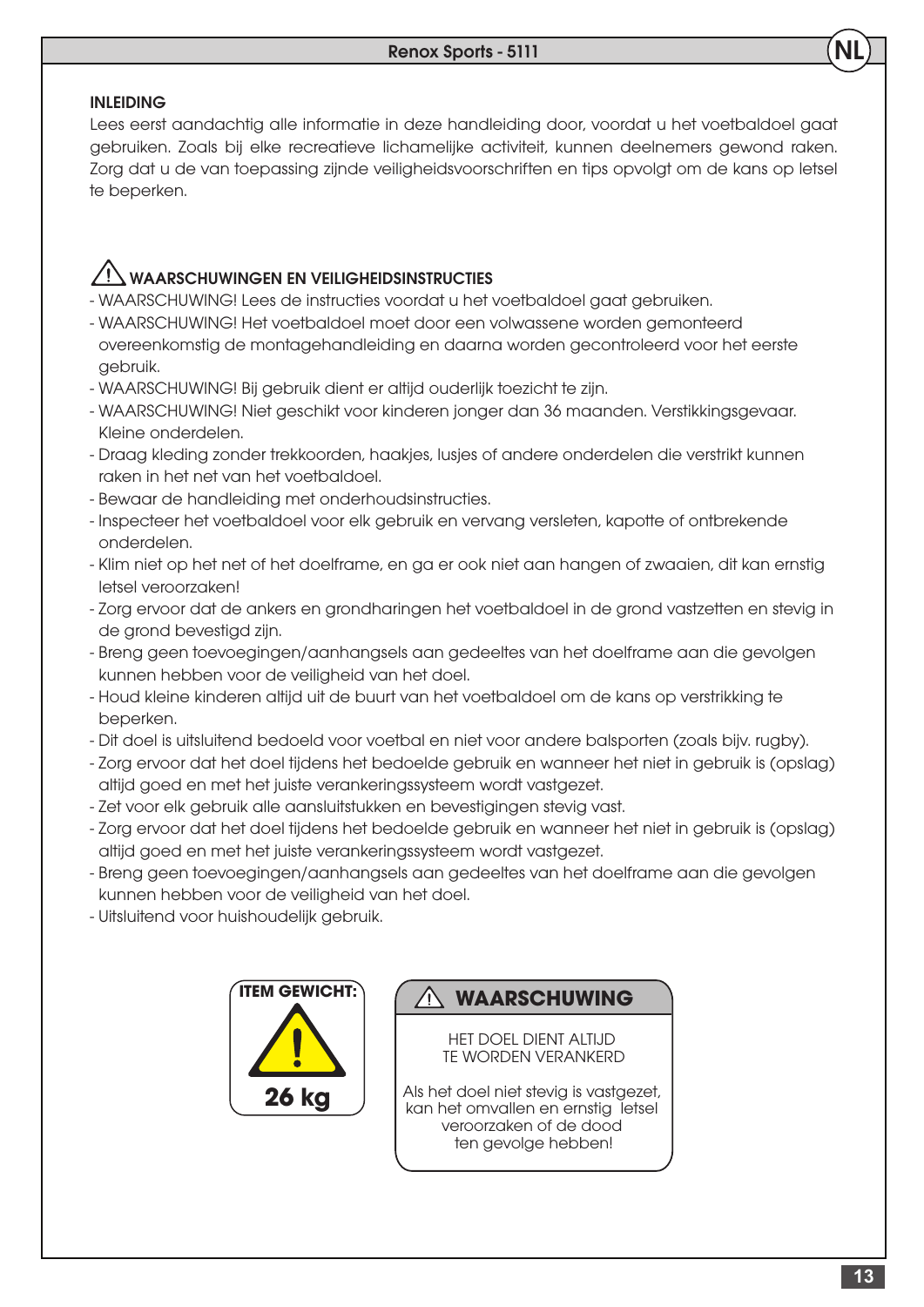## INLEIDING

Lees eerst aandachtig alle informatie in deze handleiding door, voordat u het voetbaldoel gaat gebruiken. Zoals bij elke recreatieve lichamelijke activiteit, kunnen deelnemers gewond raken. Zorg dat u de van toepassing zijnde veiligheidsvoorschriften en tips opvolgt om de kans op letsel te beperken.

## ⚠ WAARSCHUWINGEN EN VEILIGHEIDSINSTRUCTIES

- WAARSCHUWING! Lees de instructies voordat u het voetbaldoel gaat gebruiken.
- WAARSCHUWING! Het voetbaldoel moet door een volwassene worden gemonteerd overeenkomstig de montagehandleiding en daarna worden gecontroleerd voor het eerste gebruik.
- WAARSCHUWING! Bij gebruik dient er altijd ouderlijk toezicht te zijn.
- WAARSCHUWING! Niet geschikt voor kinderen jonger dan 36 maanden. Verstikkingsgevaar. Kleine onderdelen.
- Draag kleding zonder trekkoorden, haakjes, lusjes of andere onderdelen die verstrikt kunnen raken in het net van het voetbaldoel.
- Bewaar de handleiding met onderhoudsinstructies.
- Inspecteer het voetbaldoel voor elk gebruik en vervang versleten, kapotte of ontbrekende onderdelen.
- Klim niet op het net of het doelframe, en ga er ook niet aan hangen of zwaaien, dit kan ernstig letsel veroorzaken!
- Zorg ervoor dat de ankers en grondharingen het voetbaldoel in de grond vastzetten en stevig in de grond bevestigd zijn.
- Breng geen toevoegingen/aanhangsels aan gedeeltes van het doelframe aan die gevolgen kunnen hebben voor de veiligheid van het doel.
- Houd kleine kinderen altijd uit de buurt van het voetbaldoel om de kans op verstrikking te beperken.
- Dit doel is uitsluitend bedoeld voor voetbal en niet voor andere balsporten (zoals bijv. rugby).
- Zorg ervoor dat het doel tijdens het bedoelde gebruik en wanneer het niet in gebruik is (opslag) altijd goed en met het juiste verankeringssysteem wordt vastgezet.
- Zet voor elk gebruik alle aansluitstukken en bevestigingen stevig vast.
- Zorg ervoor dat het doel tijdens het bedoelde gebruik en wanneer het niet in gebruik is (opslag) altijd goed en met het juiste verankeringssysteem wordt vastgezet.
- Breng geen toevoegingen/aanhangsels aan gedeeltes van het doelframe aan die gevolgen kunnen hebben voor de veiligheid van het doel.
- Uitsluitend voor huishoudelijk gebruik.

**ITEM GEWICHT:**

⚠ **26 kg**

### ⚠ WAARSCHUWING

HET DOEL DIENT ALTIJD TE WORDEN VERANKERD

Als het doel niet stevig is vastgezet, kan het omvallen en ernstig letsel veroorzaken of de dood ten gevolge hebben!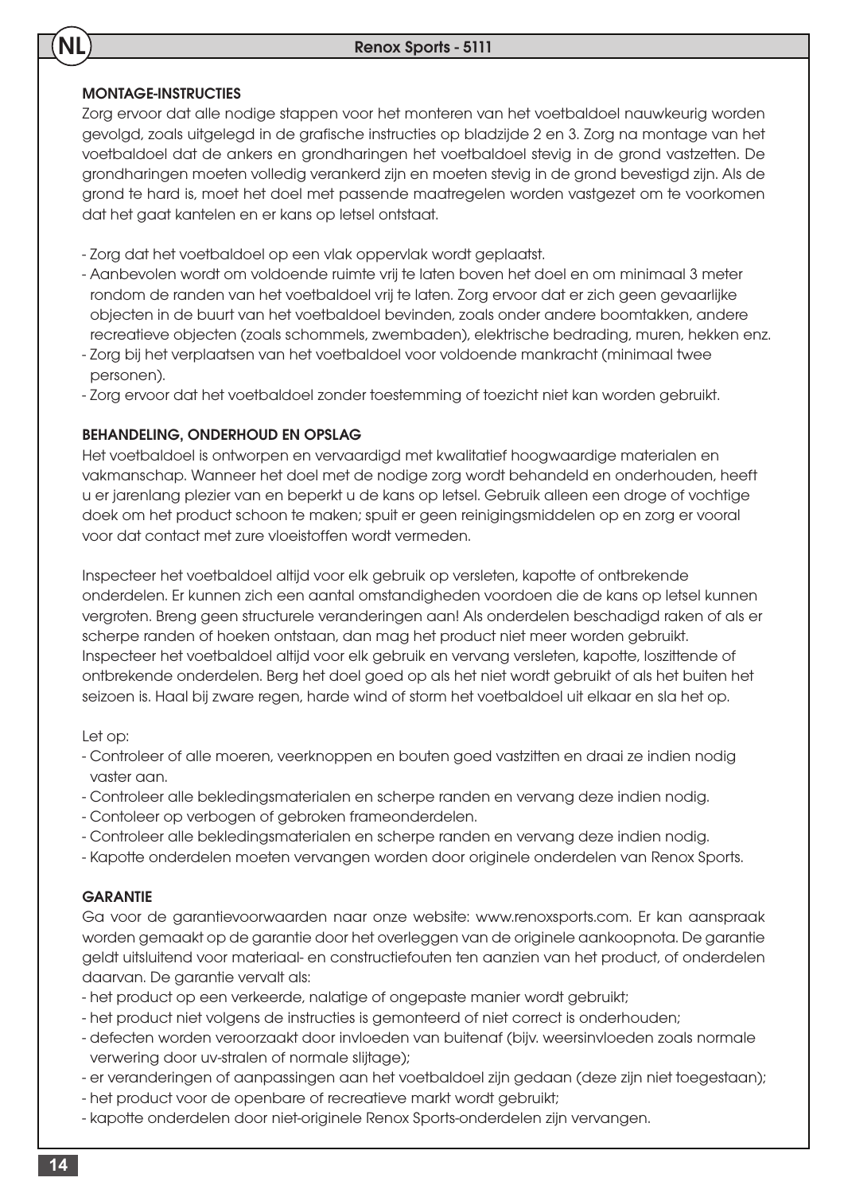### MONTAGE-INSTRUCTIES

Zorg ervoor dat alle nodige stappen voor het monteren van het voetbaldoel nauwkeurig worden gevolgd, zoals uitgelegd in de grafische instructies op bladzijde 2 en 3. Zorg na montage van het voetbaldoel dat de ankers en grondharingen het voetbaldoel stevig in de grond vastzetten. De grondharingen moeten volledig verankerd zijn en moeten stevig in de grond bevestigd zijn. Als de grond te hard is, moet het doel met passende maatregelen worden vastgezet om te voorkomen dat het gaat kantelen en er kans op letsel ontstaat.

- Zorg dat het voetbaldoel op een vlak oppervlak wordt geplaatst.
- Aanbevolen wordt om voldoende ruimte vrij te laten boven het doel en om minimaal 3 meter rondom de randen van het voetbaldoel vrij te laten. Zorg ervoor dat er zich geen gevaarlijke objecten in de buurt van het voetbaldoel bevinden, zoals onder andere boomtakken, andere recreatieve objecten (zoals schommels, zwembaden), elektrische bedrading, muren, hekken enz.
- Zorg bij het verplaatsen van het voetbaldoel voor voldoende mankracht (minimaal twee personen).
- Zorg ervoor dat het voetbaldoel zonder toestemming of toezicht niet kan worden gebruikt.

### BEHANDELING, ONDERHOUD EN OPSLAG

Het voetbaldoel is ontworpen en vervaardigd met kwalitatief hoogwaardige materialen en vakmanschap. Wanneer het doel met de nodige zorg wordt behandeld en onderhouden, heeft u er jarenlang plezier van en beperkt u de kans op letsel. Gebruik alleen een droge of vochtige doek om het product schoon te maken; spuit er geen reinigingsmiddelen op en zorg er vooral voor dat contact met zure vloeistoffen wordt vermeden.

Inspecteer het voetbaldoel altijd voor elk gebruik op versleten, kapotte of ontbrekende onderdelen. Er kunnen zich een aantal omstandigheden voordoen die de kans op letsel kunnen vergroten. Breng geen structurele veranderingen aan! Als onderdelen beschadigd raken of als er scherpe randen of hoeken ontstaan, dan mag het product niet meer worden gebruikt. Inspecteer het voetbaldoel altijd voor elk gebruik en vervang versleten, kapotte, loszittende of ontbrekende onderdelen. Berg het doel goed op als het niet wordt gebruikt of als het buiten het seizoen is. Haal bij zware regen, harde wind of storm het voetbaldoel uit elkaar en sla het op.

Let op:

- Controleer of alle moeren, veerknoppen en bouten goed vastzitten en draai ze indien nodig vaster aan.
- Controleer alle bekledingsmaterialen en scherpe randen en vervang deze indien nodig.
- Contoleer op verbogen of gebroken frameonderdelen.
- Controleer alle bekledingsmaterialen en scherpe randen en vervang deze indien nodig.
- Kapotte onderdelen moeten vervangen worden door originele onderdelen van Renox Sports.

### GARANTIE

Ga voor de garantievoorwaarden naar onze website: www.renoxsports.com. Er kan aanspraak worden gemaakt op de garantie door het overleggen van de originele aankoopnota. De garantie geldt uitsluitend voor materiaal- en constructiefouten ten aanzien van het product, of onderdelen daarvan. De garantie vervalt als:

- het product op een verkeerde, nalatige of ongepaste manier wordt gebruikt;
- het product niet volgens de instructies is gemonteerd of niet correct is onderhouden;
- defecten worden veroorzaakt door invloeden van buitenaf (bijv. weersinvloeden zoals normale verwering door uv-stralen of normale slijtage);
- er veranderingen of aanpassingen aan het voetbaldoel zijn gedaan (deze zijn niet toegestaan);
- het product voor de openbare of recreatieve markt wordt gebruikt;
- kapotte onderdelen door niet-originele Renox Sports-onderdelen zijn vervangen.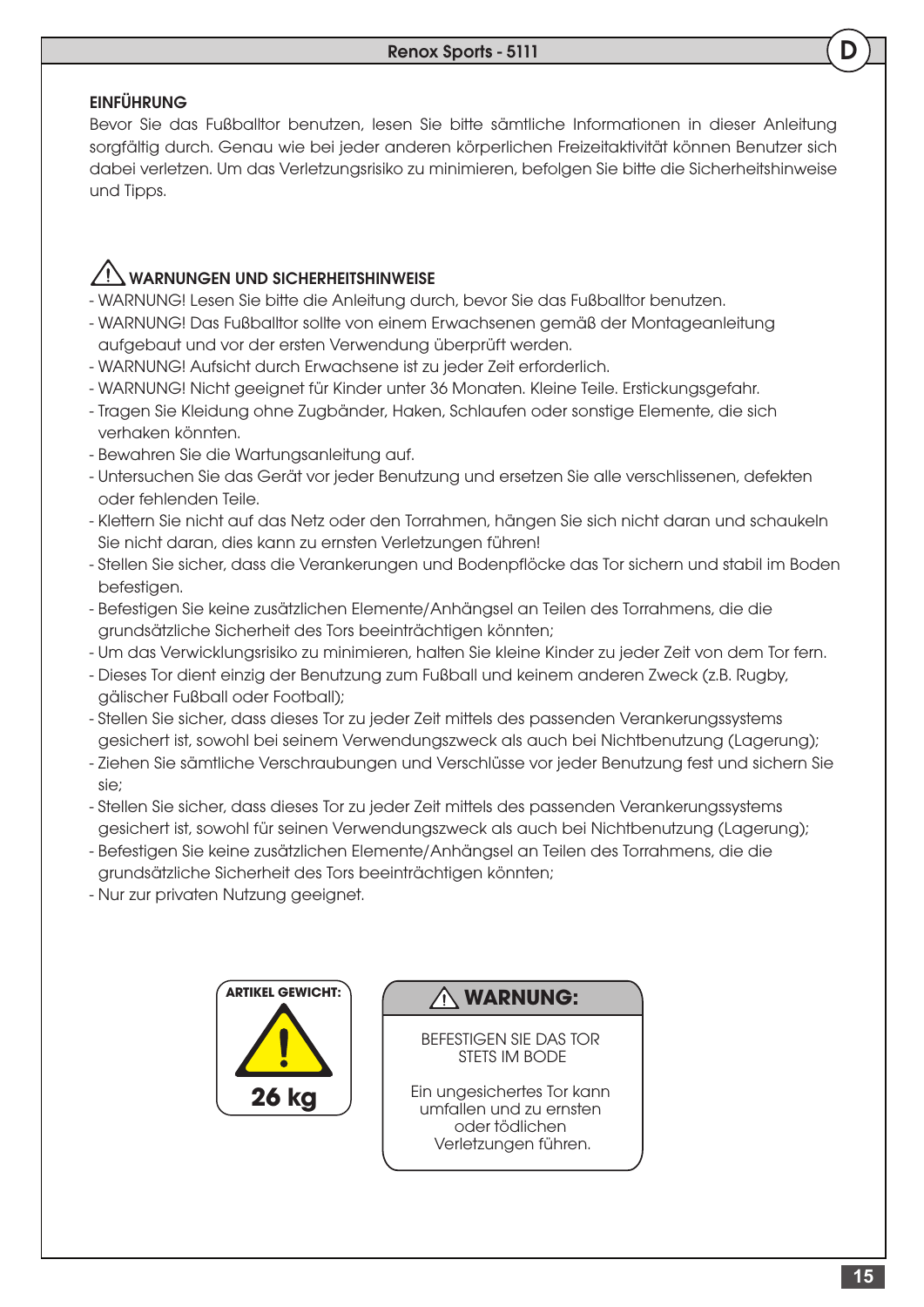## EINFÜHRUNG

Bevor Sie das Fußballtor benutzen, lesen Sie bitte sämtliche Informationen in dieser Anleitung sorgfältig durch. Genau wie bei jeder anderen körperlichen Freizeitaktivität können Benutzer sich dabei verletzen. Um das Verletzungsrisiko zu minimieren, befolgen Sie bitte die Sicherheitshinweise und Tipps.

## ⚠ WARNUNGEN UND SICHERHEITSHINWEISE

- WARNUNG! Lesen Sie bitte die Anleitung durch, bevor Sie das Fußballtor benutzen.
- WARNUNG! Das Fußballtor sollte von einem Erwachsenen gemäß der Montageanleitung aufgebaut und vor der ersten Verwendung überprüft werden.
- WARNUNG! Aufsicht durch Erwachsene ist zu jeder Zeit erforderlich.
- WARNUNG! Nicht geeignet für Kinder unter 36 Monaten. Kleine Teile. Erstickungsgefahr.
- Tragen Sie Kleidung ohne Zugbänder, Haken, Schlaufen oder sonstige Elemente, die sich verhaken könnten.
- Bewahren Sie die Wartungsanleitung auf.
- Untersuchen Sie das Gerät vor jeder Benutzung und ersetzen Sie alle verschlissenen, defekten oder fehlenden Teile.
- Klettern Sie nicht auf das Netz oder den Torrahmen, hängen Sie sich nicht daran und schaukeln Sie nicht daran, dies kann zu ernsten Verletzungen führen!
- Stellen Sie sicher, dass die Verankerungen und Bodenpflöcke das Tor sichern und stabil im Boden befestigen.
- Befestigen Sie keine zusätzlichen Elemente/Anhängsel an Teilen des Torrahmens, die die grundsätzliche Sicherheit des Tors beeinträchtigen könnten;
- Um das Verwicklungsrisiko zu minimieren, halten Sie kleine Kinder zu jeder Zeit von dem Tor fern.
- Dieses Tor dient einzig der Benutzung zum Fußball und keinem anderen Zweck (z.B. Rugby, gälischer Fußball oder Football);
- Stellen Sie sicher, dass dieses Tor zu jeder Zeit mittels des passenden Verankerungssystems gesichert ist, sowohl bei seinem Verwendungszweck als auch bei Nichtbenutzung (Lagerung);
- Ziehen Sie sämtliche Verschraubungen und Verschlüsse vor jeder Benutzung fest und sichern Sie sie;
- Stellen Sie sicher, dass dieses Tor zu jeder Zeit mittels des passenden Verankerungssystems gesichert ist, sowohl für seinen Verwendungszweck als auch bei Nichtbenutzung (Lagerung);
- Befestigen Sie keine zusätzlichen Elemente/Anhängsel an Teilen des Torrahmens, die die grundsätzliche Sicherheit des Tors beeinträchtigen könnten;
- Nur zur privaten Nutzung geeignet.

**ARTIKEL GEWICHT:**

**26 kg**

**⚠ WARNUNG:**

BEFESTIGEN SIE DAS TOR STETS IM BODE

Ein ungesichertes Tor kann umfallen und zu ernsten oder tödlichen Verletzungen führen.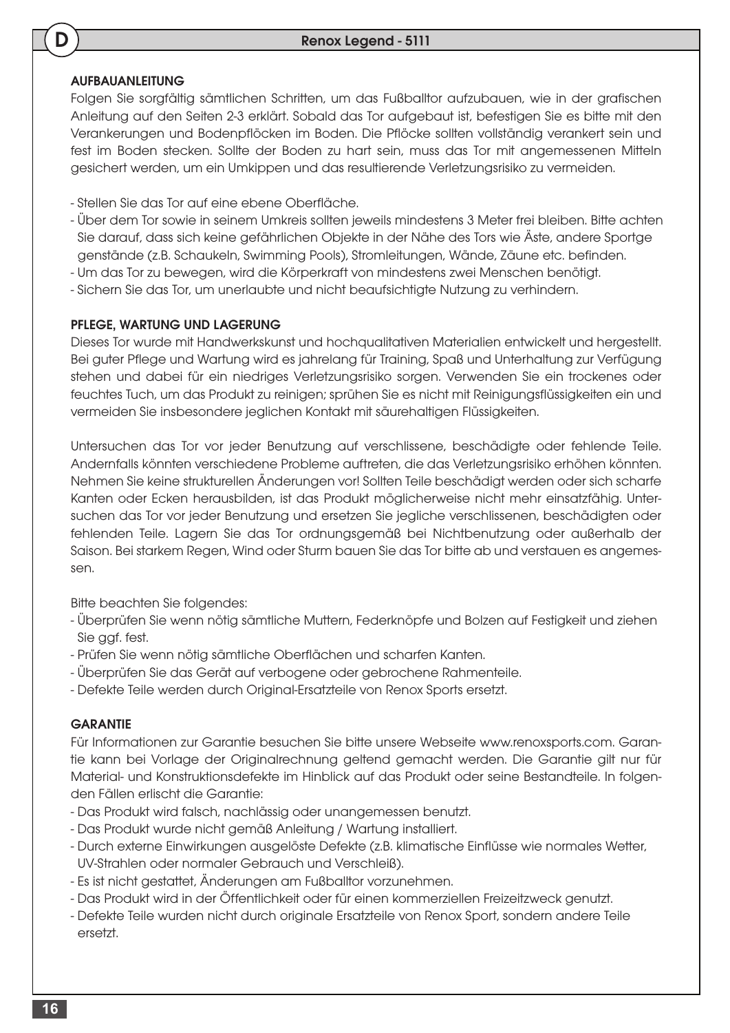## AUFBAUANLEITUNG

Folgen Sie sorgfältig sämtlichen Schritten, um das Fußballtor aufzubauen, wie in der grafischen Anleitung auf den Seiten 2-3 erklärt. Sobald das Tor aufgebaut ist, befestigen Sie es bitte mit den Verankerungen und Bodenpflöcken im Boden. Die Pflöcke sollten vollständig verankert sein und fest im Boden stecken. Sollte der Boden zu hart sein, muss das Tor mit angemessenen Mitteln gesichert werden, um ein Umkippen und das resultierende Verletzungsrisiko zu vermeiden.

- Stellen Sie das Tor auf eine ebene Oberfläche.
- Über dem Tor sowie in seinem Umkreis sollten jeweils mindestens 3 Meter frei bleiben. Bitte achten Sie darauf, dass sich keine gefährlichen Objekte in der Nähe des Tors wie Äste, andere Sportge genstände (z.B. Schaukeln, Swimming Pools), Stromleitungen, Wände, Zäune etc. befinden.
- Um das Tor zu bewegen, wird die Körperkraft von mindestens zwei Menschen benötigt.
- Sichern Sie das Tor, um unerlaubte und nicht beaufsichtigte Nutzung zu verhindern.

## PFLEGE, WARTUNG UND LAGERUNG

Dieses Tor wurde mit Handwerkskunst und hochqualitativen Materialien entwickelt und hergestellt. Bei guter Pflege und Wartung wird es jahrelang für Training, Spaß und Unterhaltung zur Verfügung stehen und dabei für ein niedriges Verletzungsrisiko sorgen. Verwenden Sie ein trockenes oder feuchtes Tuch, um das Produkt zu reinigen; sprühen Sie es nicht mit Reinigungsflüssigkeiten ein und vermeiden Sie insbesondere jeglichen Kontakt mit säurehaltigen Flüssigkeiten.

Untersuchen das Tor vor jeder Benutzung auf verschlissene, beschädigte oder fehlende Teile. Andernfalls könnten verschiedene Probleme auftreten, die das Verletzungsrisiko erhöhen könnten. Nehmen Sie keine strukturellen Änderungen vor! Sollten Teile beschädigt werden oder sich scharfe Kanten oder Ecken herausbilden, ist das Produkt möglicherweise nicht mehr einsatzfähig. Untersuchen das Tor vor jeder Benutzung und ersetzen Sie jegliche verschlissenen, beschädigten oder fehlenden Teile. Lagern Sie das Tor ordnungsgemäß bei Nichtbenutzung oder außerhalb der Saison. Bei starkem Regen, Wind oder Sturm bauen Sie das Tor bitte ab und verstauen es angemessen.

Bitte beachten Sie folgendes:

- Überprüfen Sie wenn nötig sämtliche Muttern, Federknöpfe und Bolzen auf Festigkeit und ziehen Sie ggf. fest.
- Prüfen Sie wenn nötig sämtliche Oberflächen und scharfen Kanten.
- Überprüfen Sie das Gerät auf verbogene oder gebrochene Rahmenteile.
- Defekte Teile werden durch Original-Ersatzteile von Renox Sports ersetzt.

## GARANTIE

Für Informationen zur Garantie besuchen Sie bitte unsere Webseite www.renoxsports.com. Garantie kann bei Vorlage der Originalrechnung geltend gemacht werden. Die Garantie gilt nur für Material- und Konstruktionsdefekte im Hinblick auf das Produkt oder seine Bestandteile. In folgenden Fällen erlischt die Garantie:

- Das Produkt wird falsch, nachlässig oder unangemessen benutzt.
- Das Produkt wurde nicht gemäß Anleitung / Wartung installiert.
- Durch externe Einwirkungen ausgelöste Defekte (z.B. klimatische Einflüsse wie normales Wetter, UV-Strahlen oder normaler Gebrauch und Verschleiß).
- Es ist nicht gestattet, Änderungen am Fußballtor vorzunehmen.
- Das Produkt wird in der Öffentlichkeit oder für einen kommerziellen Freizeitzweck genutzt.
- Defekte Teile wurden nicht durch originale Ersatzteile von Renox Sport, sondern andere Teile ersetzt.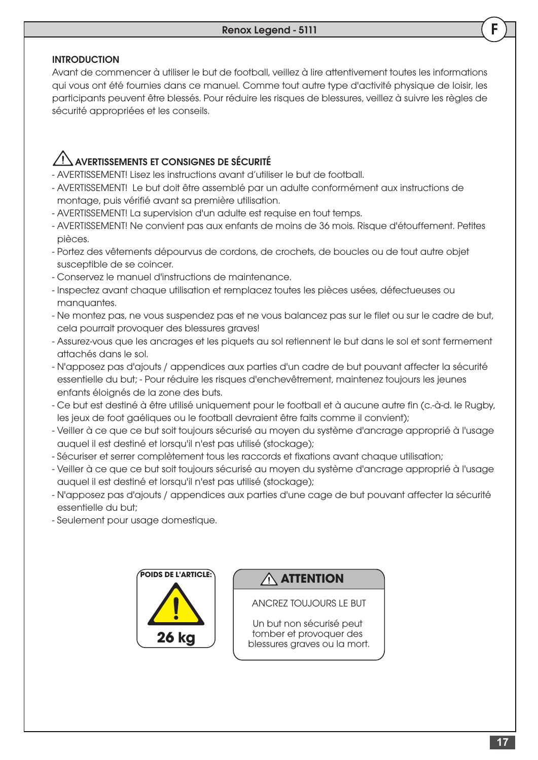## INTRODUCTION

Avant de commencer à utiliser le but de football, veillez à lire attentivement toutes les informations qui vous ont été fournies dans ce manuel. Comme tout autre type d'activité physique de loisir, les participants peuvent être blessés. Pour réduire les risques de blessures, veillez à suivre les règles de sécurité appropriées et les conseils.

## ⚠ AVERTISSEMENTS ET CONSIGNES DE SÉCURITÉ

- AVERTISSEMENT! Lisez les instructions avant d'utiliser le but de football.
- AVERTISSEMENT! Le but doit être assemblé par un adulte conformément aux instructions de montage, puis vérifié avant sa première utilisation.
- AVERTISSEMENT! La supervision d'un adulte est requise en tout temps.
- AVERTISSEMENT! Ne convient pas aux enfants de moins de 36 mois. Risque d'étouffement. Petites pièces.
- Portez des vêtements dépourvus de cordons, de crochets, de boucles ou de tout autre objet susceptible de se coincer.
- Conservez le manuel d'instructions de maintenance.
- Inspectez avant chaque utilisation et remplacez toutes les pièces usées, défectueuses ou manquantes.
- Ne montez pas, ne vous suspendez pas et ne vous balancez pas sur le filet ou sur le cadre de but, cela pourrait provoquer des blessures graves!
- Assurez-vous que les ancrages et les piquets au sol retiennent le but dans le sol et sont fermement attachés dans le sol.
- N'apposez pas d'ajouts / appendices aux parties d'un cadre de but pouvant affecter la sécurité essentielle du but; - Pour réduire les risques d'enchevêtrement, maintenez toujours les jeunes enfants éloignés de la zone des buts.
- Ce but est destiné à être utilisé uniquement pour le football et à aucune autre fin (c.-à-d. le Rugby, les jeux de foot gaéliques ou le football devraient être faits comme il convient);
- Veiller à ce que ce but soit toujours sécurisé au moyen du système d'ancrage approprié à l'usage auquel il est destiné et lorsqu'il n'est pas utilisé (stockage);
- Sécuriser et serrer complètement tous les raccords et fixations avant chaque utilisation;
- Veiller à ce que ce but soit toujours sécurisé au moyen du système d'ancrage approprié à l'usage auquel il est destiné et lorsqu'il n'est pas utilisé (stockage);
- N'apposez pas d'ajouts / appendices aux parties d'une cage de but pouvant affecter la sécurité essentielle du but;
- Seulement pour usage domestique.

**POIDS DE L'ARTICLE:**

**26 kg**

**⚠ ATTENTION**

ANCREZ TOUJOURS LE BUT

Un but non sécurisé peut tomber et provoquer des blessures graves ou la mort.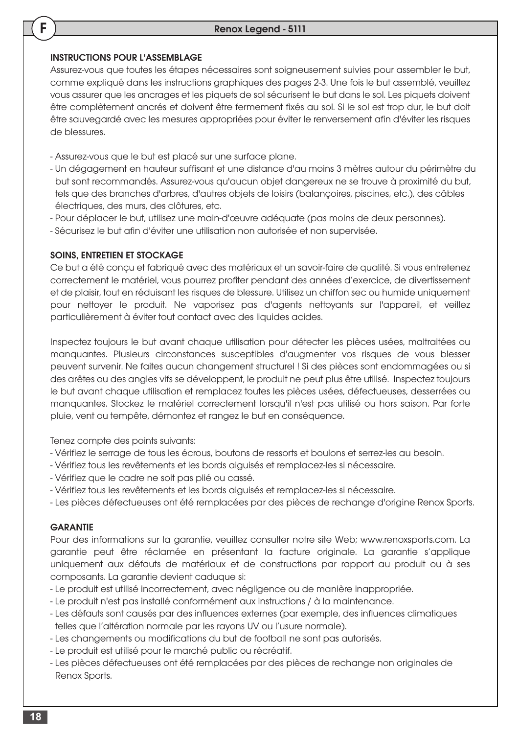## INSTRUCTIONS POUR L'ASSEMBLAGE

Assurez-vous que toutes les étapes nécessaires sont soigneusement suivies pour assembler le but, comme expliqué dans les instructions graphiques des pages 2-3. Une fois le but assemblé, veuillez vous assurer que les ancrages et les piquets de sol sécurisent le but dans le sol. Les piquets doivent être complètement ancrés et doivent être fermement fixés au sol. Si le sol est trop dur, le but doit être sauvegardé avec les mesures appropriées pour éviter le renversement afin d'éviter les risques de blessures.

- Assurez-vous que le but est placé sur une surface plane.
- Un dégagement en hauteur suffisant et une distance d'au moins 3 mètres autour du périmètre du but sont recommandés. Assurez-vous qu'aucun objet dangereux ne se trouve à proximité du but, tels que des branches d'arbres, d'autres objets de loisirs (balançoires, piscines, etc.), des câbles électriques, des murs, des clôtures, etc.
- Pour déplacer le but, utilisez une main-d'œuvre adéquate (pas moins de deux personnes).
- Sécurisez le but afin d'éviter une utilisation non autorisée et non supervisée.

## SOINS, ENTRETIEN ET STOCKAGE

Ce but a été conçu et fabriqué avec des matériaux et un savoir-faire de qualité. Si vous entretenez correctement le matériel, vous pourrez profiter pendant des années d'exercice, de divertissement et de plaisir, tout en réduisant les risques de blessure. Utilisez un chiffon sec ou humide uniquement pour nettoyer le produit. Ne vaporisez pas d'agents nettoyants sur l'appareil, et veillez particulièrement à éviter tout contact avec des liquides acides.

Inspectez toujours le but avant chaque utilisation pour détecter les pièces usées, maltraitées ou manquantes. Plusieurs circonstances susceptibles d'augmenter vos risques de vous blesser peuvent survenir. Ne faites aucun changement structurel ! Si des pièces sont endommagées ou si des arêtes ou des angles vifs se développent, le produit ne peut plus être utilisé. Inspectez toujours le but avant chaque utilisation et remplacez toutes les pièces usées, défectueuses, desserrées ou manquantes. Stockez le matériel correctement lorsqu'il n'est pas utilisé ou hors saison. Par forte pluie, vent ou tempête, démontez et rangez le but en conséquence.

Tenez compte des points suivants:

- Vérifiez le serrage de tous les écrous, boutons de ressorts et boulons et serrez-les au besoin.
- Vérifiez tous les revêtements et les bords aiguisés et remplacez-les si nécessaire.
- Vérifiez que le cadre ne soit pas plié ou cassé.
- Vérifiez tous les revêtements et les bords aiguisés et remplacez-les si nécessaire.
- Les pièces défectueuses ont été remplacées par des pièces de rechange d'origine Renox Sports.

## GARANTIE

Pour des informations sur la garantie, veuillez consulter notre site Web; www.renoxsports.com. La garantie peut être réclamée en présentant la facture originale. La garantie s'applique uniquement aux défauts de matériaux et de constructions par rapport au produit ou à ses composants. La garantie devient caduque si:

- Le produit est utilisé incorrectement, avec négligence ou de manière inappropriée.
- Le produit n'est pas installé conformément aux instructions / à la maintenance.
- Les défauts sont causés par des influences externes (par exemple, des influences climatiques telles que l'altération normale par les rayons UV ou l'usure normale).
- Les changements ou modifications du but de football ne sont pas autorisés.
- Le produit est utilisé pour le marché public ou récréatif.
- Les pièces défectueuses ont été remplacées par des pièces de rechange non originales de Renox Sports.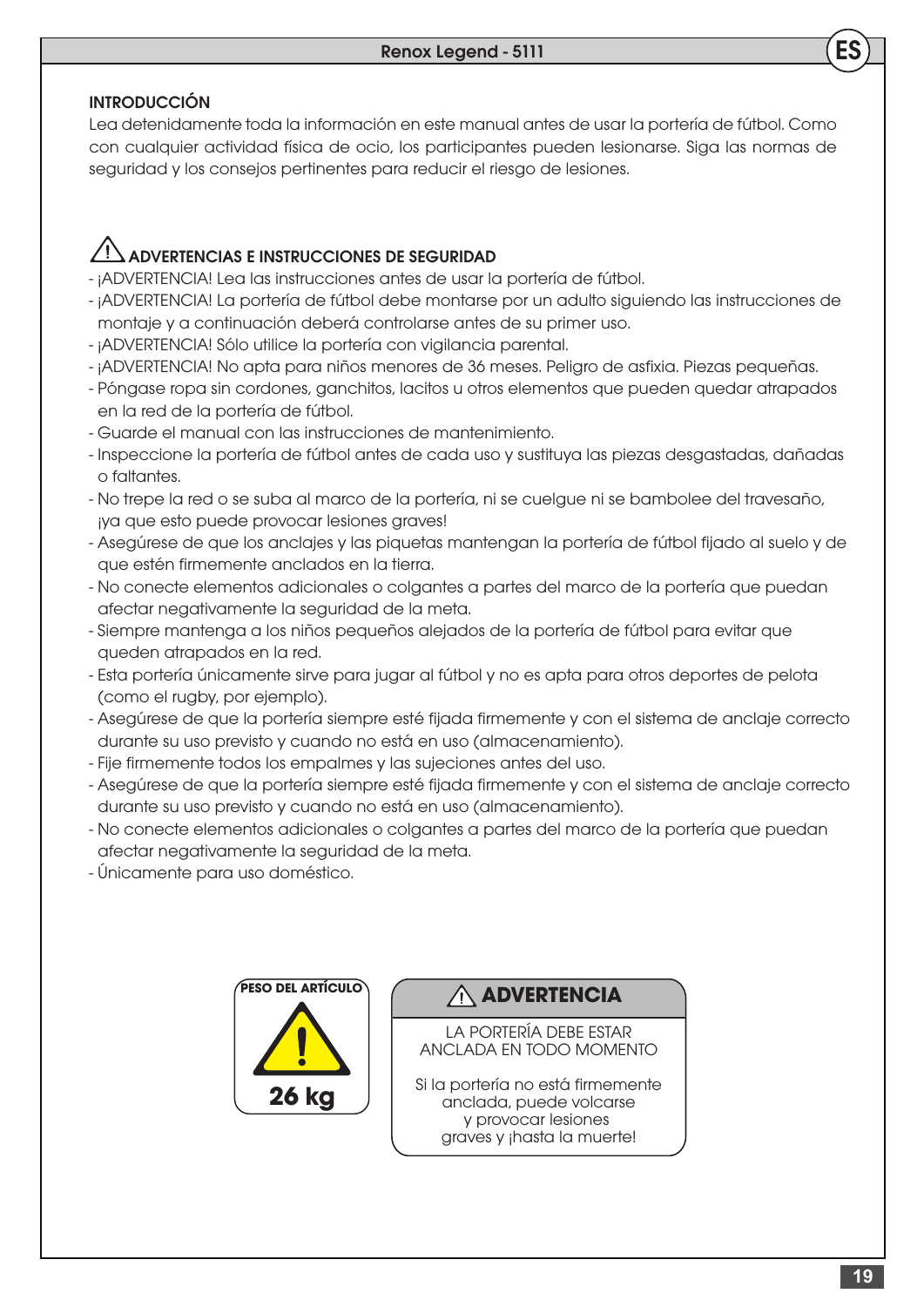## INTRODUCCIÓN

Lea detenidamente toda la información en este manual antes de usar la portería de fútbol. Como con cualquier actividad física de ocio, los participantes pueden lesionarse. Siga las normas de seguridad y los consejos pertinentes para reducir el riesgo de lesiones.

## ⚠ ADVERTENCIAS E INSTRUCCIONES DE SEGURIDAD

- ¡ADVERTENCIA! Lea las instrucciones antes de usar la portería de fútbol.
- ¡ADVERTENCIA! La portería de fútbol debe montarse por un adulto siguiendo las instrucciones de montaje y a continuación deberá controlarse antes de su primer uso.
- ¡ADVERTENCIA! Sólo utilice la portería con vigilancia parental.
- ¡ADVERTENCIA! No apta para niños menores de 36 meses. Peligro de asfixia. Piezas pequeñas.
- Póngase ropa sin cordones, ganchitos, lacitos u otros elementos que pueden quedar atrapados en la red de la portería de fútbol.
- Guarde el manual con las instrucciones de mantenimiento.
- Inspeccione la portería de fútbol antes de cada uso y sustituya las piezas desgastadas, dañadas o faltantes.
- No trepe la red o se suba al marco de la portería, ni se cuelgue ni se bambolee del travesaño, ¡ya que esto puede provocar lesiones graves!
- Asegúrese de que los anclajes y las piquetas mantengan la portería de fútbol fijado al suelo y de que estén firmemente anclados en la tierra.
- No conecte elementos adicionales o colgantes a partes del marco de la portería que puedan afectar negativamente la seguridad de la meta.
- Siempre mantenga a los niños pequeños alejados de la portería de fútbol para evitar que queden atrapados en la red.
- Esta portería únicamente sirve para jugar al fútbol y no es apta para otros deportes de pelota (como el rugby, por ejemplo).
- Asegúrese de que la portería siempre esté fijada firmemente y con el sistema de anclaje correcto durante su uso previsto y cuando no está en uso (almacenamiento).
- Fije firmemente todos los empalmes y las sujeciones antes del uso.
- Asegúrese de que la portería siempre esté fijada firmemente y con el sistema de anclaje correcto durante su uso previsto y cuando no está en uso (almacenamiento).
- No conecte elementos adicionales o colgantes a partes del marco de la portería que puedan afectar negativamente la seguridad de la meta.
- Únicamente para uso doméstico.

**PESO DEL ARTÍCULO**

**26 kg**

**⚠ ADVERTENCIA**

LA PORTERÍA DEBE ESTAR ANCLADA EN TODO MOMENTO

Si la portería no está firmemente anclada, puede volcarse y provocar lesiones graves y ¡hasta la muerte!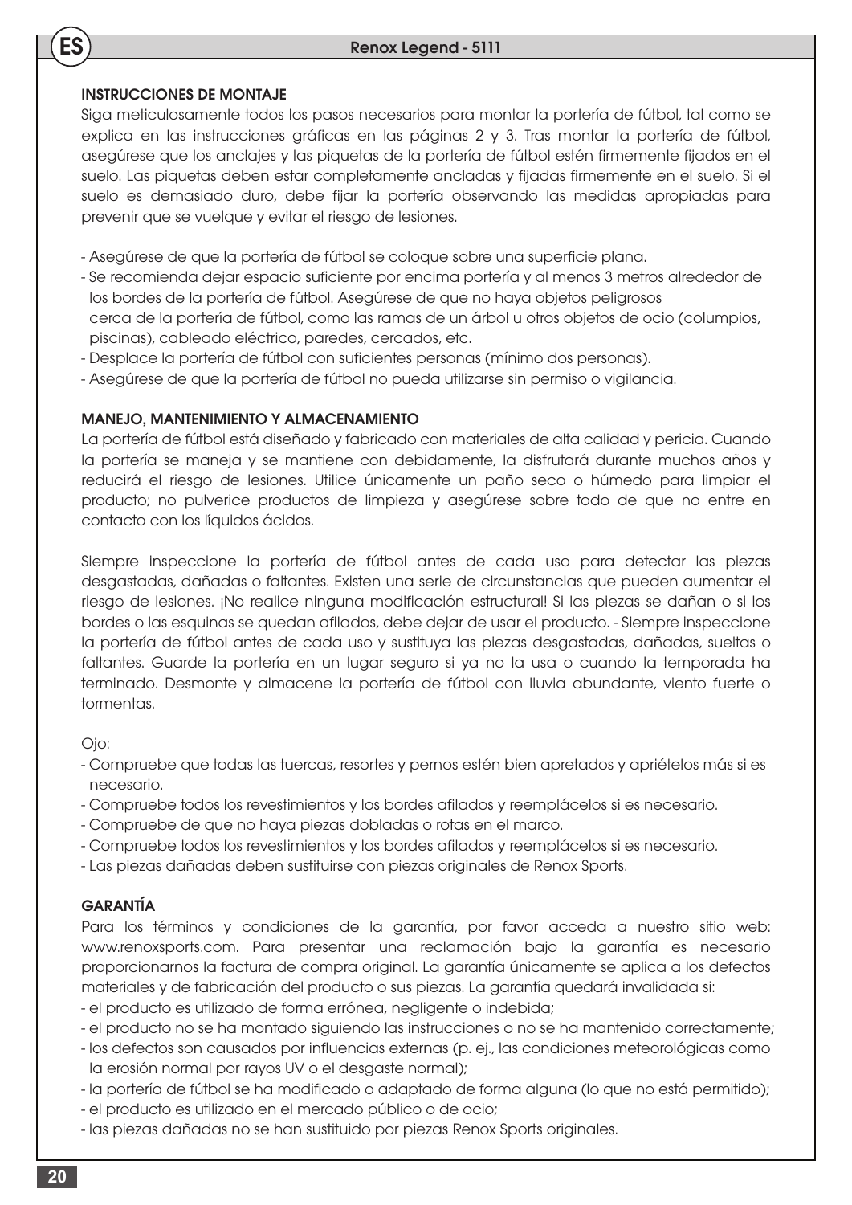## INSTRUCCIONES DE MONTAJE

Siga meticulosamente todos los pasos necesarios para montar la portería de fútbol, tal como se explica en las instrucciones gráficas en las páginas 2 y 3. Tras montar la portería de fútbol, asegúrese que los anclajes y las piquetas de la portería de fútbol estén firmemente fijados en el suelo. Las piquetas deben estar completamente ancladas y fijadas firmemente en el suelo. Si el suelo es demasiado duro, debe fijar la portería observando las medidas apropiadas para prevenir que se vuelque y evitar el riesgo de lesiones.

- Asegúrese de que la portería de fútbol se coloque sobre una superficie plana.
- Se recomienda dejar espacio suficiente por encima portería y al menos 3 metros alrededor de los bordes de la portería de fútbol. Asegúrese de que no haya objetos peligrosos cerca de la portería de fútbol, como las ramas de un árbol u otros objetos de ocio (columpios, piscinas), cableado eléctrico, paredes, cercados, etc.
- Desplace la portería de fútbol con suficientes personas (mínimo dos personas).
- Asegúrese de que la portería de fútbol no pueda utilizarse sin permiso o vigilancia.

## MANEJO, MANTENIMIENTO Y ALMACENAMIENTO

La portería de fútbol está diseñado y fabricado con materiales de alta calidad y pericia. Cuando la portería se maneja y se mantiene con debidamente, la disfrutará durante muchos años y reducirá el riesgo de lesiones. Utilice únicamente un paño seco o húmedo para limpiar el producto; no pulverice productos de limpieza y asegúrese sobre todo de que no entre en contacto con los líquidos ácidos.

Siempre inspeccione la portería de fútbol antes de cada uso para detectar las piezas desgastadas, dañadas o faltantes. Existen una serie de circunstancias que pueden aumentar el riesgo de lesiones. ¡No realice ninguna modificación estructural! Si las piezas se dañan o si los bordes o las esquinas se quedan afilados, debe dejar de usar el producto. - Siempre inspeccione la portería de fútbol antes de cada uso y sustituya las piezas desgastadas, dañadas, sueltas o faltantes. Guarde la portería en un lugar seguro si ya no la usa o cuando la temporada ha terminado. Desmonte y almacene la portería de fútbol con lluvia abundante, viento fuerte o tormentas.

Ojo:

- Compruebe que todas las tuercas, resortes y pernos estén bien apretados y apriételos más si es necesario.
- Compruebe todos los revestimientos y los bordes afilados y reemplácelos si es necesario.
- Compruebe de que no haya piezas dobladas o rotas en el marco.
- Compruebe todos los revestimientos y los bordes afilados y reemplácelos si es necesario.
- Las piezas dañadas deben sustituirse con piezas originales de Renox Sports.

## GARANTÍA

Para los términos y condiciones de la garantía, por favor acceda a nuestro sitio web: www.renoxsports.com. Para presentar una reclamación bajo la garantía es necesario proporcionarnos la factura de compra original. La garantía únicamente se aplica a los defectos materiales y de fabricación del producto o sus piezas. La garantía quedará invalidada si:

- el producto es utilizado de forma errónea, negligente o indebida;
- el producto no se ha montado siguiendo las instrucciones o no se ha mantenido correctamente;
- los defectos son causados por influencias externas (p. ej., las condiciones meteorológicas como la erosión normal por rayos UV o el desgaste normal);
- la portería de fútbol se ha modificado o adaptado de forma alguna (lo que no está permitido);
- el producto es utilizado en el mercado público o de ocio;
- las piezas dañadas no se han sustituido por piezas Renox Sports originales.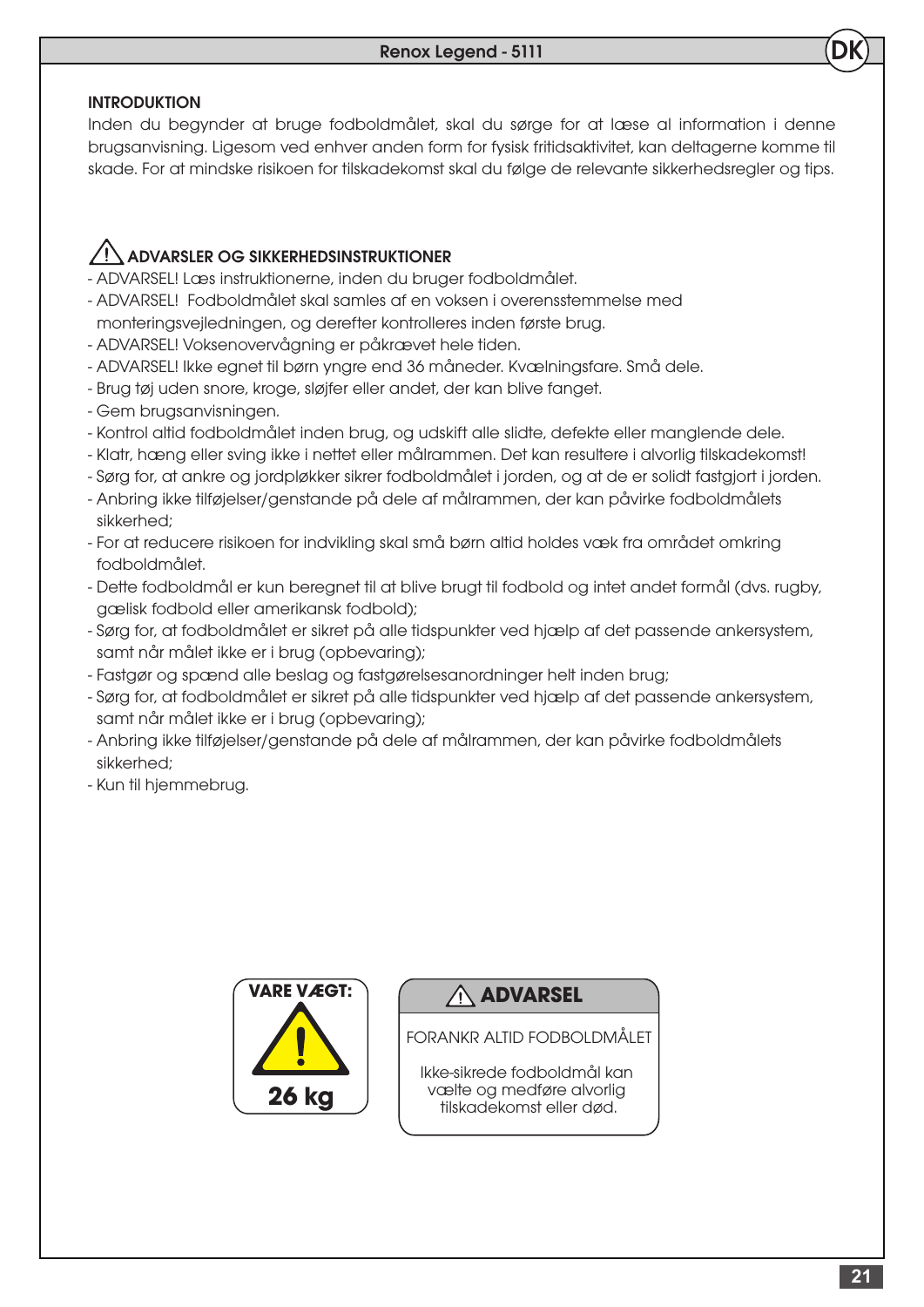## INTRODUKTION

Inden du begynder at bruge fodboldmålet, skal du sørge for at læse al information i denne brugsanvisning. Ligesom ved enhver anden form for fysisk fritidsaktivitet, kan deltagerne komme til skade. For at mindske risikoen for tilskadekomst skal du følge de relevante sikkerhedsregler og tips.

## ⚠ ADVARSLER OG SIKKERHEDSINSTRUKTIONER

- ADVARSEL! Læs instruktionerne, inden du bruger fodboldmålet.
- ADVARSEL! Fodboldmålet skal samles af en voksen i overensstemmelse med monteringsvejledningen, og derefter kontrolleres inden første brug.
- ADVARSEL! Voksenovervågning er påkrævet hele tiden.
- ADVARSEL! Ikke egnet til børn yngre end 36 måneder. Kvælningsfare. Små dele.
- Brug tøj uden snore, kroge, sløjfer eller andet, der kan blive fanget.
- Gem brugsanvisningen.
- Kontrol altid fodboldmålet inden brug, og udskift alle slidte, defekte eller manglende dele.
- Klatr, hæng eller sving ikke i nettet eller målrammen. Det kan resultere i alvorlig tilskadekomst!
- Sørg for, at ankre og jordpløkker sikrer fodboldmålet i jorden, og at de er solidt fastgjort i jorden.
- Anbring ikke tilføjelser/genstande på dele af målrammen, der kan påvirke fodboldmålets sikkerhed;
- For at reducere risikoen for indvikling skal små børn altid holdes væk fra området omkring fodboldmålet.
- Dette fodboldmål er kun beregnet til at blive brugt til fodbold og intet andet formål (dvs. rugby, gælisk fodbold eller amerikansk fodbold);
- Sørg for, at fodboldmålet er sikret på alle tidspunkter ved hjælp af det passende ankersystem, samt når målet ikke er i brug (opbevaring);
- Fastgør og spænd alle beslag og fastgørelsesanordninger helt inden brug;
- Sørg for, at fodboldmålet er sikret på alle tidspunkter ved hjælp af det passende ankersystem, samt når målet ikke er i brug (opbevaring);
- Anbring ikke tilføjelser/genstande på dele af målrammen, der kan påvirke fodboldmålets sikkerhed;
- Kun til hjemmebrug.

**VARE VÆGT:**
**26 kg**

**⚠ ADVARSEL**

FORANKR ALTID FODBOLDMÅLET

Ikke-sikrede fodboldmål kan vælte og medføre alvorlig tilskadekomst eller død.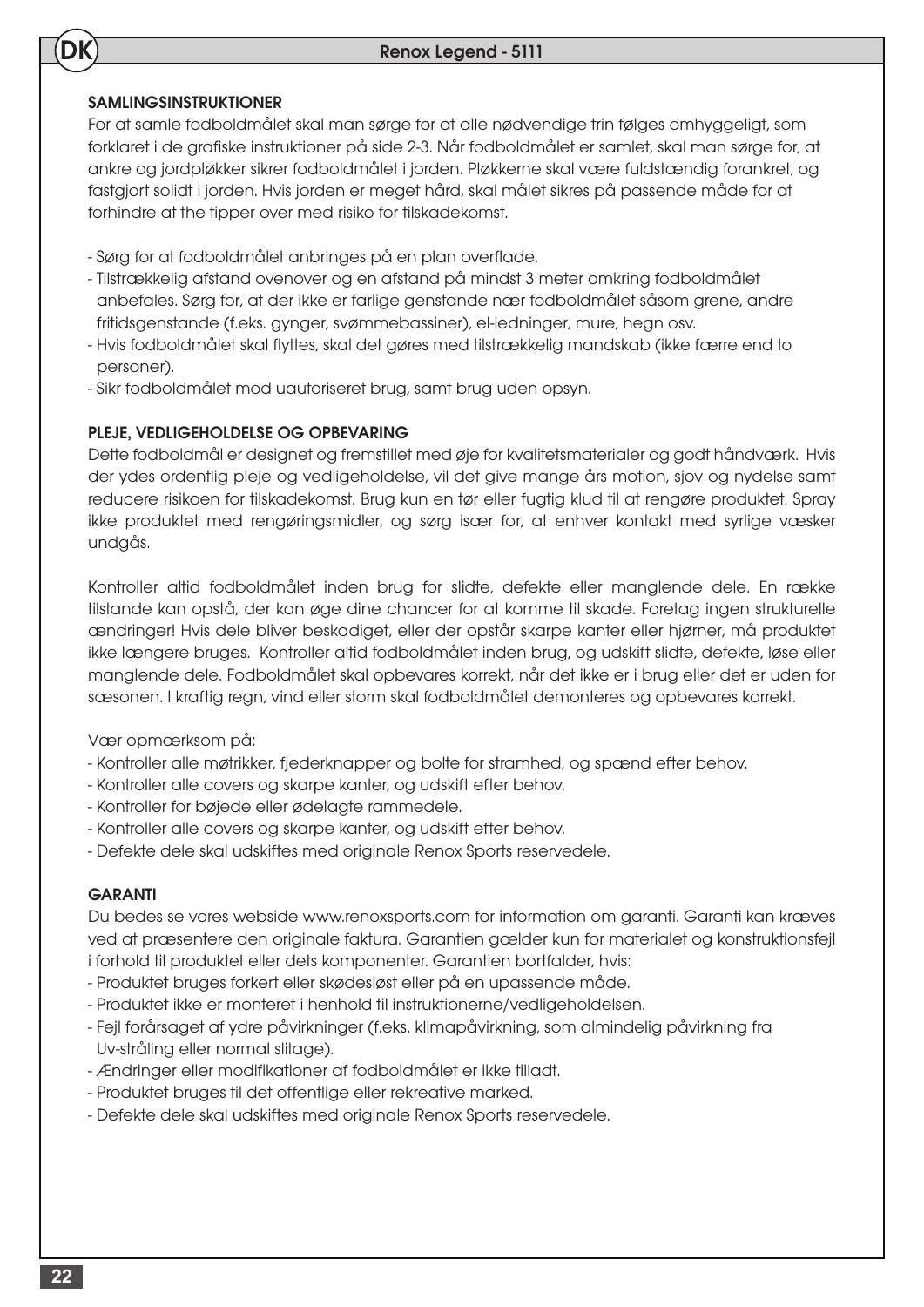## SAMLINGSINSTRUKTIONER

For at samle fodboldmålet skal man sørge for at alle nødvendige trin følges omhyggeligt, som forklaret i de grafiske instruktioner på side 2-3. Når fodboldmålet er samlet, skal man sørge for, at ankre og jordpløkker sikrer fodboldmålet i jorden. Pløkkerne skal være fuldstændig forankret, og fastgjort solidt i jorden. Hvis jorden er meget hård, skal målet sikres på passende måde for at forhindre at the tipper over med risiko for tilskadekomst.

- Sørg for at fodboldmålet anbringes på en plan overflade.
- Tilstrækkelig afstand ovenover og en afstand på mindst 3 meter omkring fodboldmålet anbefales. Sørg for, at der ikke er farlige genstande nær fodboldmålet såsom grene, andre fritidsgenstande (f.eks. gynger, svømmebassiner), el-ledninger, mure, hegn osv.
- Hvis fodboldmålet skal flyttes, skal det gøres med tilstrækkelig mandskab (ikke færre end to personer).
- Sikr fodboldmålet mod uautoriseret brug, samt brug uden opsyn.

## PLEJE, VEDLIGEHOLDELSE OG OPBEVARING

Dette fodboldmål er designet og fremstillet med øje for kvalitetsmaterialer og godt håndværk. Hvis der ydes ordentlig pleje og vedligeholdelse, vil det give mange års motion, sjov og nydelse samt reducere risikoen for tilskadekomst. Brug kun en tør eller fugtig klud til at rengøre produktet. Spray ikke produktet med rengøringsmidler, og sørg især for, at enhver kontakt med syrlige væsker undgås.

Kontroller altid fodboldmålet inden brug for slidte, defekte eller manglende dele. En række tilstande kan opstå, der kan øge dine chancer for at komme til skade. Foretag ingen strukturelle ændringer! Hvis dele bliver beskadiget, eller der opstår skarpe kanter eller hjørner, må produktet ikke længere bruges. Kontroller altid fodboldmålet inden brug, og udskift slidte, defekte, løse eller manglende dele. Fodboldmålet skal opbevares korrekt, når det ikke er i brug eller det er uden for sæsonen. I kraftig regn, vind eller storm skal fodboldmålet demonteres og opbevares korrekt.

Vær opmærksom på:

- Kontroller alle møtrikker, fjederknapper og bolte for stramhed, og spænd efter behov.
- Kontroller alle covers og skarpe kanter, og udskift efter behov.
- Kontroller for bøjede eller ødelagte rammedele.
- Kontroller alle covers og skarpe kanter, og udskift efter behov.
- Defekte dele skal udskiftes med originale Renox Sports reservedele.

## GARANTI

Du bedes se vores webside www.renoxsports.com for information om garanti. Garanti kan kræves ved at præsentere den originale faktura. Garantien gælder kun for materialet og konstruktionsfejl i forhold til produktet eller dets komponenter. Garantien bortfalder, hvis:

- Produktet bruges forkert eller skødesløst eller på en upassende måde.
- Produktet ikke er monteret i henhold til instruktionerne/vedligeholdelsen.
- Fejl forårsaget af ydre påvirkninger (f.eks. klimapåvirkning, som almindelig påvirkning fra Uv-stråling eller normal slitage).
- Ændringer eller modifikationer af fodboldmålet er ikke tilladt.
- Produktet bruges til det offentlige eller rekreative marked.
- Defekte dele skal udskiftes med originale Renox Sports reservedele.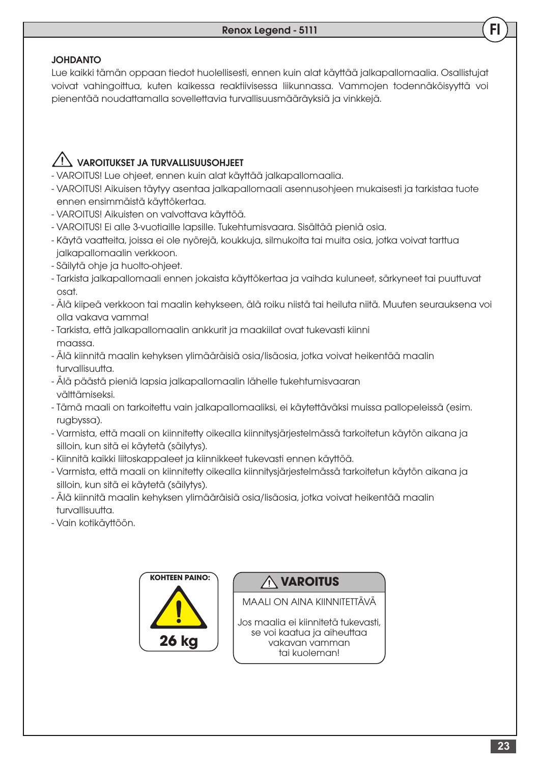## JOHDANTO

Lue kaikki tämän oppaan tiedot huolellisesti, ennen kuin alat käyttää jalkapallomaalia. Osallistujat voivat vahingoittua, kuten kaikessa reaktiivisessa liikunnassa. Vammojen todennäköisyyttä voi pienentää noudattamalla sovellettavia turvallisuusmääräyksiä ja vinkkejä.

## ⚠ VAROITUKSET JA TURVALLISUUSOHJEET

- VAROITUS! Lue ohjeet, ennen kuin alat käyttää jalkapallomaalia.
- VAROITUS! Aikuisen täytyy asentaa jalkapallomaali asennusohjeen mukaisesti ja tarkistaa tuote ennen ensimmäistä käyttökertaa.
- VAROITUS! Aikuisten on valvottava käyttöä.
- VAROITUS! Ei alle 3-vuotiaille lapsille. Tukehtumisvaara. Sisältää pieniä osia.
- Käytä vaatteita, joissa ei ole nyörejä, koukkuja, silmukoita tai muita osia, jotka voivat tarttua jalkapallomaalin verkkoon.
- Säilytä ohje ja huolto-ohjeet.
- Tarkista jalkapallomaali ennen jokaista käyttökertaa ja vaihda kuluneet, särkyneet tai puuttuvat osat.
- Älä kiipeä verkkoon tai maalin kehykseen, älä roiku niistä tai heiluta niitä. Muuten seurauksena voi olla vakava vamma!
- Tarkista, että jalkapallomaalin ankkurit ja maakiilat ovat tukevasti kiinni maassa.
- Älä kiinnitä maalin kehyksen ylimääräisiä osia/lisäosia, jotka voivat heikentää maalin turvallisuutta.
- Älä päästä pieniä lapsia jalkapallomaalin lähelle tukehtumisvaaran välttämiseksi.
- Tämä maali on tarkoitettu vain jalkapallomaaliksi, ei käytettäväksi muissa pallopeleissä (esim. rugbyssa).
- Varmista, että maali on kiinnitetty oikealla kiinnitysjärjestelmässä tarkoitetun käytön aikana ja silloin, kun sitä ei käytetä (säilytys).
- Kiinnitä kaikki liitoskappaleet ja kiinnikkeet tukevasti ennen käyttöä.
- Varmista, että maali on kiinnitetty oikealla kiinnitysjärjestelmässä tarkoitetun käytön aikana ja silloin, kun sitä ei käytetä (säilytys).
- Älä kiinnitä maalin kehyksen ylimääräisiä osia/lisäosia, jotka voivat heikentää maalin turvallisuutta.
- Vain kotikäyttöön.

**KOHTEEN PAINO:**
**26 kg**

**⚠ VAROITUS**

MAALI ON AINA KIINNITETTÄVÄ

Jos maalia ei kiinnitetä tukevasti, se voi kaatua ja aiheuttaa vakavan vamman tai kuoleman!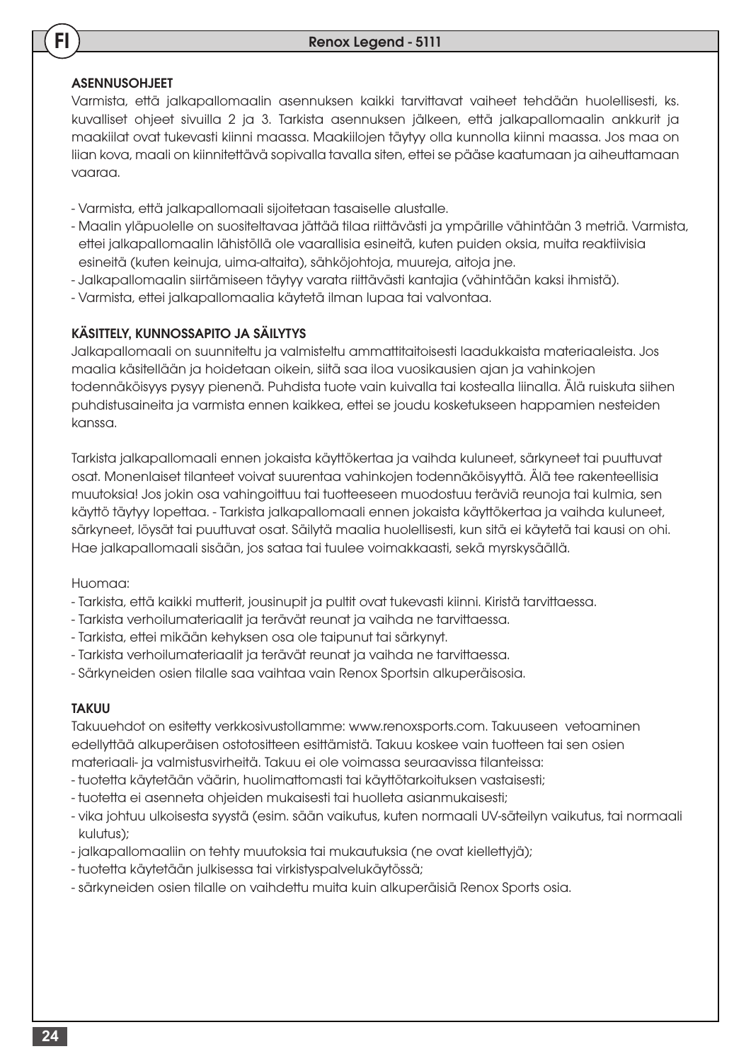## ASENNUSOHJEET

Varmista, että jalkapallomaalin asennuksen kaikki tarvittavat vaiheet tehdään huolellisesti, ks. kuvalliset ohjeet sivuilla 2 ja 3. Tarkista asennuksen jälkeen, että jalkapallomaalin ankkurit ja maakiilat ovat tukevasti kiinni maassa. Maakiilojen täytyy olla kunnolla kiinni maassa. Jos maa on liian kova, maali on kiinnitettävä sopivalla tavalla siten, ettei se pääse kaatumaan ja aiheuttamaan vaaraa.

- Varmista, että jalkapallomaali sijoitetaan tasaiselle alustalle.
- Maalin yläpuolelle on suositeltavaa jättää tilaa riittävästi ja ympärille vähintään 3 metriä. Varmista, ettei jalkapallomaalin lähistöllä ole vaarallisia esineitä, kuten puiden oksia, muita reaktiivisia esineitä (kuten keinuja, uima-altaita), sähköjohtoja, muureja, aitoja jne.
- Jalkapallomaalin siirtämiseen täytyy varata riittävästi kantajia (vähintään kaksi ihmistä).
- Varmista, ettei jalkapallomaalia käytetä ilman lupaa tai valvontaa.

## KÄSITTELY, KUNNOSSAPITO JA SÄILYTYS

Jalkapallomaali on suunniteltu ja valmisteltu ammattitaitoisesti laadukkaista materiaaleista. Jos maalia käsitellään ja hoidetaan oikein, siitä saa iloa vuosikausien ajan ja vahinkojen todennäköisyys pysyy pienenä. Puhdista tuote vain kuivalla tai kostealla liinalla. Älä ruiskuta siihen puhdistusaineita ja varmista ennen kaikkea, ettei se joudu kosketukseen happamien nesteiden kanssa.

Tarkista jalkapallomaali ennen jokaista käyttökertaa ja vaihda kuluneet, särkyneet tai puuttuvat osat. Monenlaiset tilanteet voivat suurentaa vahinkojen todennäköisyyttä. Älä tee rakenteellisia muutoksia! Jos jokin osa vahingoittuu tai tuotteeseen muodostuu teräviä reunoja tai kulmia, sen käyttö täytyy lopettaa. - Tarkista jalkapallomaali ennen jokaista käyttökertaa ja vaihda kuluneet, särkyneet, löysät tai puuttuvat osat. Säilytä maalia huolellisesti, kun sitä ei käytetä tai kausi on ohi. Hae jalkapallomaali sisään, jos sataa tai tuulee voimakkaasti, sekä myrskysäällä.

Huomaa:

- Tarkista, että kaikki mutterit, jousinupit ja pultit ovat tukevasti kiinni. Kiristä tarvittaessa.
- Tarkista verhoilumateriaalit ja terävät reunat ja vaihda ne tarvittaessa.
- Tarkista, ettei mikään kehyksen osa ole taipunut tai särkynyt.
- Tarkista verhoilumateriaalit ja terävät reunat ja vaihda ne tarvittaessa.
- Särkyneiden osien tilalle saa vaihtaa vain Renox Sportsin alkuperäisosia.

## TAKUU

Takuuehdot on esitetty verkkosivustollamme: www.renoxsports.com. Takuuseen vetoaminen edellyttää alkuperäisen ostotositteen esittämistä. Takuu koskee vain tuotteen tai sen osien materiaali- ja valmistusvirheitä. Takuu ei ole voimassa seuraavissa tilanteissa:

- tuotetta käytetään väärin, huolimattomasti tai käyttötarkoituksen vastaisesti;
- tuotetta ei asenneta ohjeiden mukaisesti tai huolleta asianmukaisesti;
- vika johtuu ulkoisesta syystä (esim. sään vaikutus, kuten normaali UV-säteilyn vaikutus, tai normaali kulutus);
- jalkapallomaaliin on tehty muutoksia tai mukautuksia (ne ovat kiellettyjä);
- tuotetta käytetään julkisessa tai virkistyspalvelukäytössä;
- särkyneiden osien tilalle on vaihdettu muita kuin alkuperäisiä Renox Sports osia.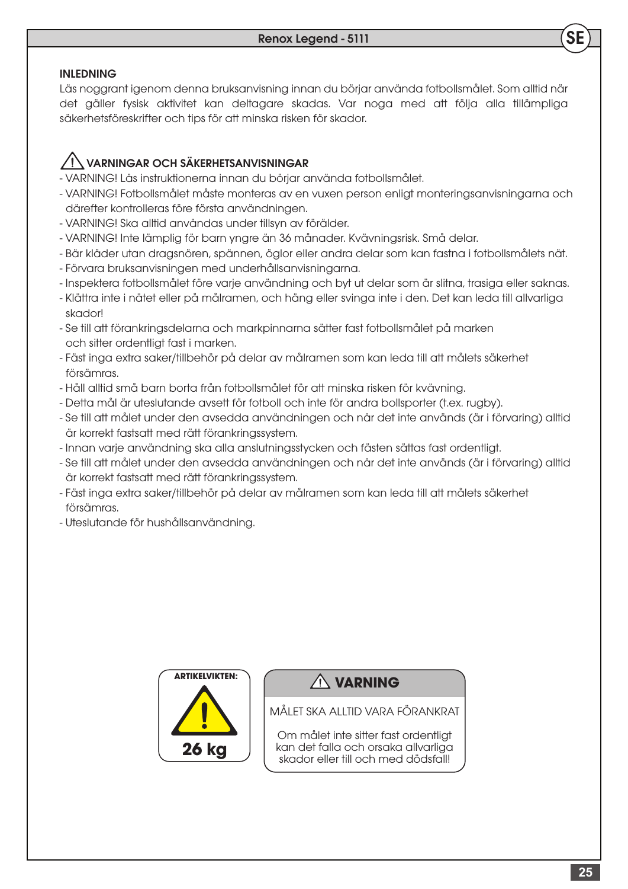## INLEDNING

Läs noggrant igenom denna bruksanvisning innan du börjar använda fotbollsmålet. Som alltid när det gäller fysisk aktivitet kan deltagare skadas. Var noga med att följa alla tillämpliga säkerhetsföreskrifter och tips för att minska risken för skador.

## ⚠ VARNINGAR OCH SÄKERHETSANVISNINGAR

- VARNING! Läs instruktionerna innan du börjar använda fotbollsmålet.
- VARNING! Fotbollsmålet måste monteras av en vuxen person enligt monteringsanvisningarna och därefter kontrolleras före första användningen.
- VARNING! Ska alltid användas under tillsyn av förälder.
- VARNING! Inte lämplig för barn yngre än 36 månader. Kvävningsrisk. Små delar.
- Bär kläder utan dragsnören, spännen, öglor eller andra delar som kan fastna i fotbollsmålets nät.
- Förvara bruksanvisningen med underhållsanvisningarna.
- Inspektera fotbollsmålet före varje användning och byt ut delar som är slitna, trasiga eller saknas.
- Klättra inte i nätet eller på målramen, och häng eller svinga inte i den. Det kan leda till allvarliga skador!
- Se till att förankringsdelarna och markpinnarna sätter fast fotbollsmålet på marken och sitter ordentligt fast i marken.
- Fäst inga extra saker/tillbehör på delar av målramen som kan leda till att målets säkerhet försämras.
- Håll alltid små barn borta från fotbollsmålet för att minska risken för kvävning.
- Detta mål är uteslutande avsett för fotboll och inte för andra bollsporter (t.ex. rugby).
- Se till att målet under den avsedda användningen och när det inte används (är i förvaring) alltid är korrekt fastsatt med rätt förankringssystem.
- Innan varje användning ska alla anslutningsstycken och fästen sättas fast ordentligt.
- Se till att målet under den avsedda användningen och när det inte används (är i förvaring) alltid är korrekt fastsatt med rätt förankringssystem.
- Fäst inga extra saker/tillbehör på delar av målramen som kan leda till att målets säkerhet försämras.
- Uteslutande för hushållsanvändning.

**ARTIKELVIKTEN:**

**26 kg**

**⚠ VARNING**

MÅLET SKA ALLTID VARA FÖRANKRAT

Om målet inte sitter fast ordentligt kan det falla och orsaka allvarliga skador eller till och med dödsfall!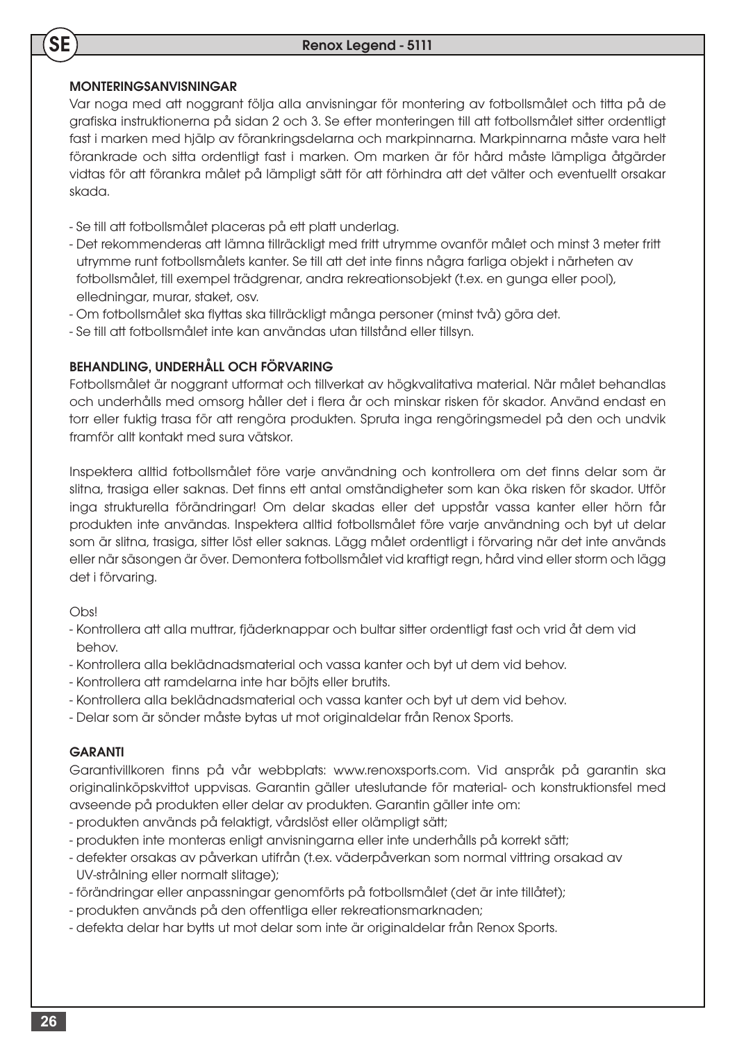## MONTERINGSANVISNINGAR

Var noga med att noggrant följa alla anvisningar för montering av fotbollsmålet och titta på de grafiska instruktionerna på sidan 2 och 3. Se efter monteringen till att fotbollsmålet sitter ordentligt fast i marken med hjälp av förankringsdelarna och markpinnarna. Markpinnarna måste vara helt förankrade och sitta ordentligt fast i marken. Om marken är för hård måste lämpliga åtgärder vidtas för att förankra målet på lämpligt sätt för att förhindra att det välter och eventuellt orsakar skada.

- Se till att fotbollsmålet placeras på ett platt underlag.
- Det rekommenderas att lämna tillräckligt med fritt utrymme ovanför målet och minst 3 meter fritt utrymme runt fotbollsmålets kanter. Se till att det inte finns några farliga objekt i närheten av fotbollsmålet, till exempel trädgrenar, andra rekreationsobjekt (t.ex. en gunga eller pool), elledningar, murar, staket, osv.
- Om fotbollsmålet ska flyttas ska tillräckligt många personer (minst två) göra det.
- Se till att fotbollsmålet inte kan användas utan tillstånd eller tillsyn.

## BEHANDLING, UNDERHÅLL OCH FÖRVARING

Fotbollsmålet är noggrant utformat och tillverkat av högkvalitativa material. När målet behandlas och underhålls med omsorg håller det i flera år och minskar risken för skador. Använd endast en torr eller fuktig trasa för att rengöra produkten. Spruta inga rengöringsmedel på den och undvik framför allt kontakt med sura vätskor.

Inspektera alltid fotbollsmålet före varje användning och kontrollera om det finns delar som är slitna, trasiga eller saknas. Det finns ett antal omständigheter som kan öka risken för skador. Utför inga strukturella förändringar! Om delar skadas eller det uppstår vassa kanter eller hörn får produkten inte användas. Inspektera alltid fotbollsmålet före varje användning och byt ut delar som är slitna, trasiga, sitter löst eller saknas. Lägg målet ordentligt i förvaring när det inte används eller när säsongen är över. Demontera fotbollsmålet vid kraftigt regn, hård vind eller storm och lägg det i förvaring.

Obs!

- Kontrollera att alla muttrar, fjäderknappar och bultar sitter ordentligt fast och vrid åt dem vid behov.
- Kontrollera alla beklädnadsmaterial och vassa kanter och byt ut dem vid behov.
- Kontrollera att ramdelarna inte har böjts eller brutits.
- Kontrollera alla beklädnadsmaterial och vassa kanter och byt ut dem vid behov.
- Delar som är sönder måste bytas ut mot originaldelar från Renox Sports.

## GARANTI

Garantivillkoren finns på vår webbplats: www.renoxsports.com. Vid anspråk på garantin ska originalinköpskvittot uppvisas. Garantin gäller uteslutande för material- och konstruktionsfel med avseende på produkten eller delar av produkten. Garantin gäller inte om:

- produkten används på felaktigt, vårdslöst eller olämpligt sätt;
- produkten inte monteras enligt anvisningarna eller inte underhålls på korrekt sätt;
- defekter orsakas av påverkan utifrån (t.ex. väderpåverkan som normal vittring orsakad av UV-strålning eller normalt slitage);
- förändringar eller anpassningar genomförts på fotbollsmålet (det är inte tillåtet);
- produkten används på den offentliga eller rekreationsmarknaden;
- defekta delar har bytts ut mot delar som inte är originaldelar från Renox Sports.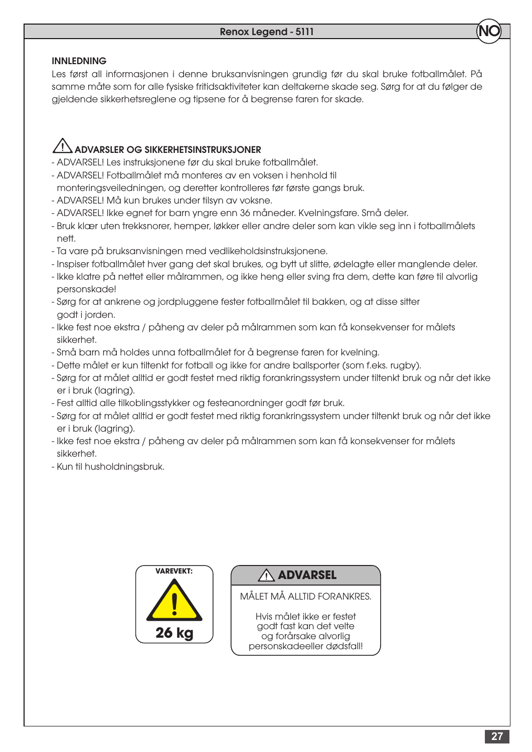## INNLEDNING

Les først all informasjonen i denne bruksanvisningen grundig før du skal bruke fotballmålet. På samme måte som for alle fysiske fritidsaktiviteter kan deltakerne skade seg. Sørg for at du følger de gjeldende sikkerhetsreglene og tipsene for å begrense faren for skade.

## ⚠ ADVARSLER OG SIKKERHETSINSTRUKSJONER

- ADVARSEL! Les instruksjonene før du skal bruke fotballmålet.
- ADVARSEL! Fotballmålet må monteres av en voksen i henhold til monteringsveiledningen, og deretter kontrolleres før første gangs bruk.
- ADVARSEL! Må kun brukes under tilsyn av voksne.
- ADVARSEL! Ikke egnet for barn yngre enn 36 måneder. Kvelningsfare. Små deler.
- Bruk klær uten trekksnorer, hemper, løkker eller andre deler som kan vikle seg inn i fotballmålets nett.
- Ta vare på bruksanvisningen med vedlikeholdsinstruksjonene.
- Inspiser fotballmålet hver gang det skal brukes, og bytt ut slitte, ødelagte eller manglende deler.
- Ikke klatre på nettet eller målrammen, og ikke heng eller sving fra dem, dette kan føre til alvorlig personskade!
- Sørg for at ankrene og jordpluggene fester fotballmålet til bakken, og at disse sitter godt i jorden.
- Ikke fest noe ekstra / påheng av deler på målrammen som kan få konsekvenser for målets sikkerhet.
- Små barn må holdes unna fotballmålet for å begrense faren for kvelning.
- Dette målet er kun tiltenkt for fotball og ikke for andre ballsporter (som f.eks. rugby).
- Sørg for at målet alltid er godt festet med riktig forankringssystem under tiltenkt bruk og når det ikke er i bruk (lagring).
- Fest alltid alle tilkoblingsstykker og festeanordninger godt før bruk.
- Sørg for at målet alltid er godt festet med riktig forankringssystem under tiltenkt bruk og når det ikke er i bruk (lagring).
- Ikke fest noe ekstra / påheng av deler på målrammen som kan få konsekvenser for målets sikkerhet.
- Kun til husholdningsbruk.

**VAREVEKT:**

**26 kg**

**⚠ ADVARSEL**

MÅLET MÅ ALLTID FORANKRES.

Hvis målet ikke er festet godt fast kan det velte og forårsake alvorlig personskadeeller dødsfall!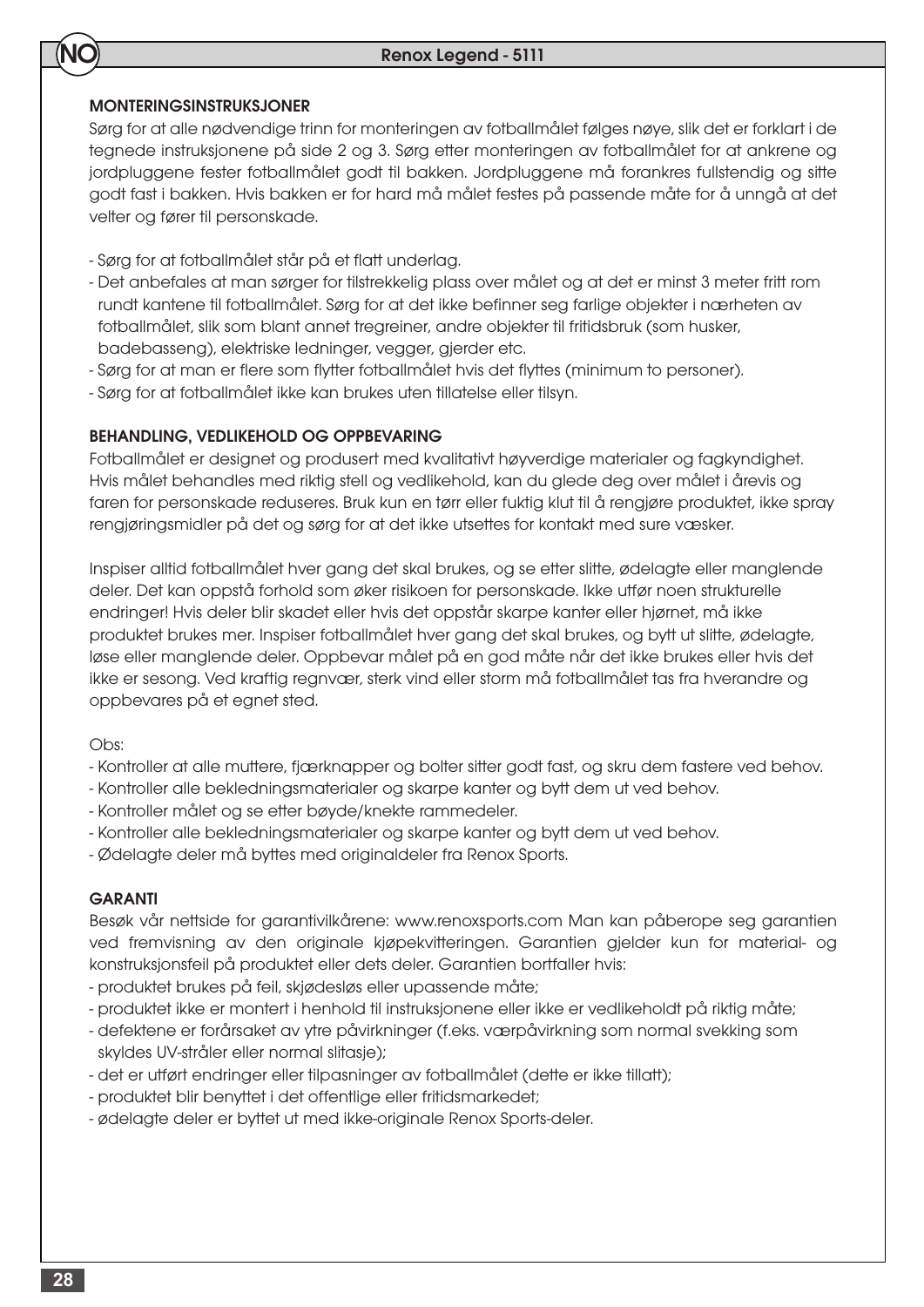## MONTERINGSINSTRUKSJONER

Sørg for at alle nødvendige trinn for monteringen av fotballmålet følges nøye, slik det er forklart i de tegnede instruksjonene på side 2 og 3. Sørg etter monteringen av fotballmålet for at ankrene og jordpluggene fester fotballmålet godt til bakken. Jordpluggene må forankres fullstendig og sitte godt fast i bakken. Hvis bakken er for hard må målet festes på passende måte for å unngå at det velter og fører til personskade.

- Sørg for at fotballmålet står på et flatt underlag.
- Det anbefales at man sørger for tilstrekkelig plass over målet og at det er minst 3 meter fritt rom rundt kantene til fotballmålet. Sørg for at det ikke befinner seg farlige objekter i nærheten av fotballmålet, slik som blant annet tregreiner, andre objekter til fritidsbruk (som husker, badebasseng), elektriske ledninger, vegger, gjerder etc.
- Sørg for at man er flere som flytter fotballmålet hvis det flyttes (minimum to personer).
- Sørg for at fotballmålet ikke kan brukes uten tillatelse eller tilsyn.

## BEHANDLING, VEDLIKEHOLD OG OPPBEVARING

Fotballmålet er designet og produsert med kvalitativt høyverdige materialer og fagkyndighet. Hvis målet behandles med riktig stell og vedlikehold, kan du glede deg over målet i årevis og faren for personskade reduseres. Bruk kun en tørr eller fuktig klut til å rengjøre produktet, ikke spray rengjøringsmidler på det og sørg for at det ikke utsettes for kontakt med sure væsker.

Inspiser alltid fotballmålet hver gang det skal brukes, og se etter slitte, ødelagte eller manglende deler. Det kan oppstå forhold som øker risikoen for personskade. Ikke utfør noen strukturelle endringer! Hvis deler blir skadet eller hvis det oppstår skarpe kanter eller hjørnet, må ikke produktet brukes mer. Inspiser fotballmålet hver gang det skal brukes, og bytt ut slitte, ødelagte, løse eller manglende deler. Oppbevar målet på en god måte når det ikke brukes eller hvis det ikke er sesong. Ved kraftig regnvær, sterk vind eller storm må fotballmålet tas fra hverandre og oppbevares på et egnet sted.

Obs:

- Kontroller at alle muttere, fjærknapper og bolter sitter godt fast, og skru dem fastere ved behov.
- Kontroller alle bekledningsmaterialer og skarpe kanter og bytt dem ut ved behov.
- Kontroller målet og se etter bøyde/knekte rammedeler.
- Kontroller alle bekledningsmaterialer og skarpe kanter og bytt dem ut ved behov.
- Ødelagte deler må byttes med originaldeler fra Renox Sports.

## GARANTI

Besøk vår nettside for garantivilkårene: www.renoxsports.com Man kan påberope seg garantien ved fremvisning av den originale kjøpekvitteringen. Garantien gjelder kun for material- og konstruksjonsfeil på produktet eller dets deler. Garantien bortfaller hvis:

- produktet brukes på feil, skjødesløs eller upassende måte;
- produktet ikke er montert i henhold til instruksjonene eller ikke er vedlikeholdt på riktig måte;
- defektene er forårsaket av ytre påvirkninger (f.eks. værpåvirkning som normal svekking som skyldes UV-stråler eller normal slitasje);
- det er utført endringer eller tilpasninger av fotballmålet (dette er ikke tillatt);
- produktet blir benyttet i det offentlige eller fritidsmarkedet;
- ødelagte deler er byttet ut med ikke-originale Renox Sports-deler.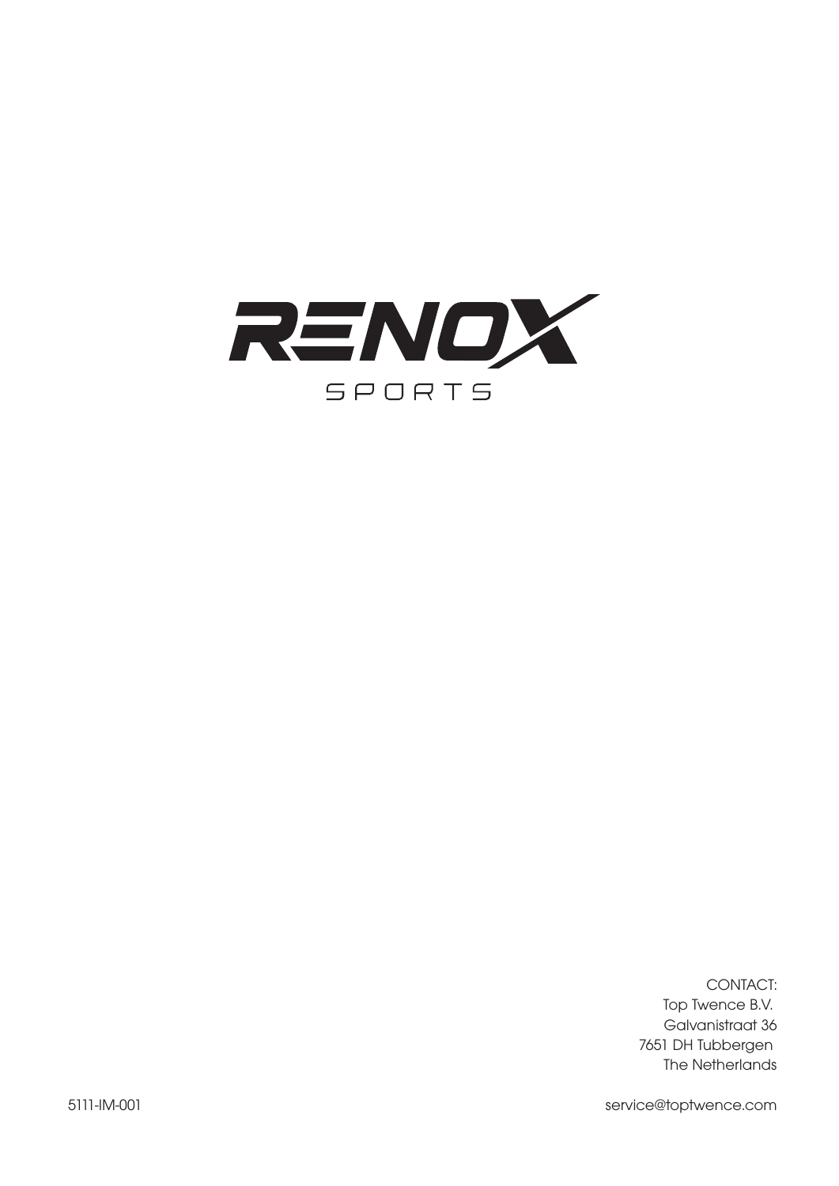RENOX

SPORTS

CONTACT:
Top Twence B.V.
Galvanistraat 36
7651 DH Tubbergen
The Netherlands

5111-IM-001

service@toptwence.com